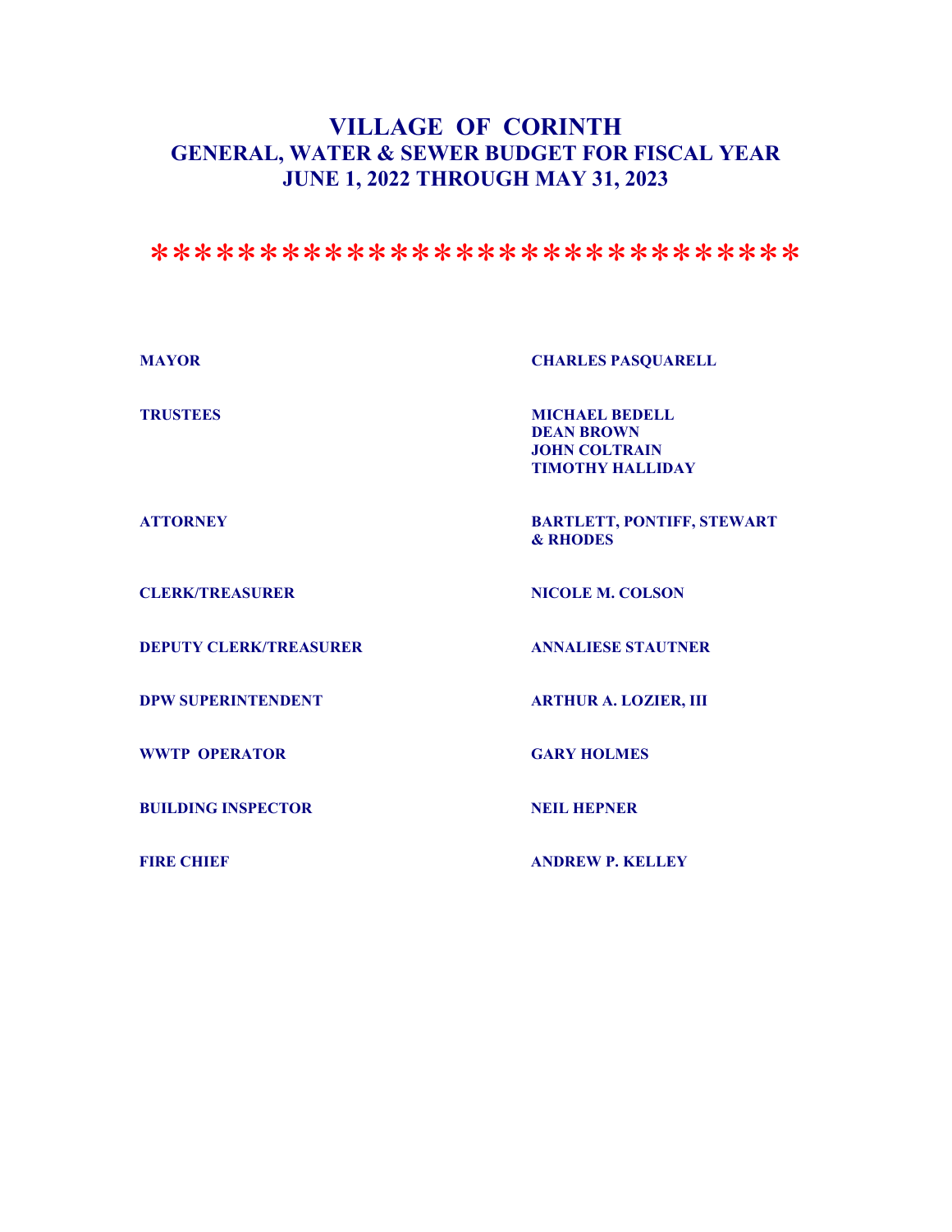# VILLAGE OF CORINTH
## GENERAL, WATER & SEWER BUDGET FOR FISCAL YEAR
## JUNE 1, 2022 THROUGH MAY 31, 2023

*******************************

| | |
|---|---|
| **MAYOR** | **CHARLES PASQUARELL** |
| **TRUSTEES** | **MICHAEL BEDELL**<br>**DEAN BROWN**<br>**JOHN COLTRAIN**<br>**TIMOTHY HALLIDAY** |
| **ATTORNEY** | **BARTLETT, PONTIFF, STEWART & RHODES** |
| **CLERK/TREASURER** | **NICOLE M. COLSON** |
| **DEPUTY CLERK/TREASURER** | **ANNALIESE STAUTNER** |
| **DPW SUPERINTENDENT** | **ARTHUR A. LOZIER, III** |
| **WWTP OPERATOR** | **GARY HOLMES** |
| **BUILDING INSPECTOR** | **NEIL HEPNER** |
| **FIRE CHIEF** | **ANDREW P. KELLEY** |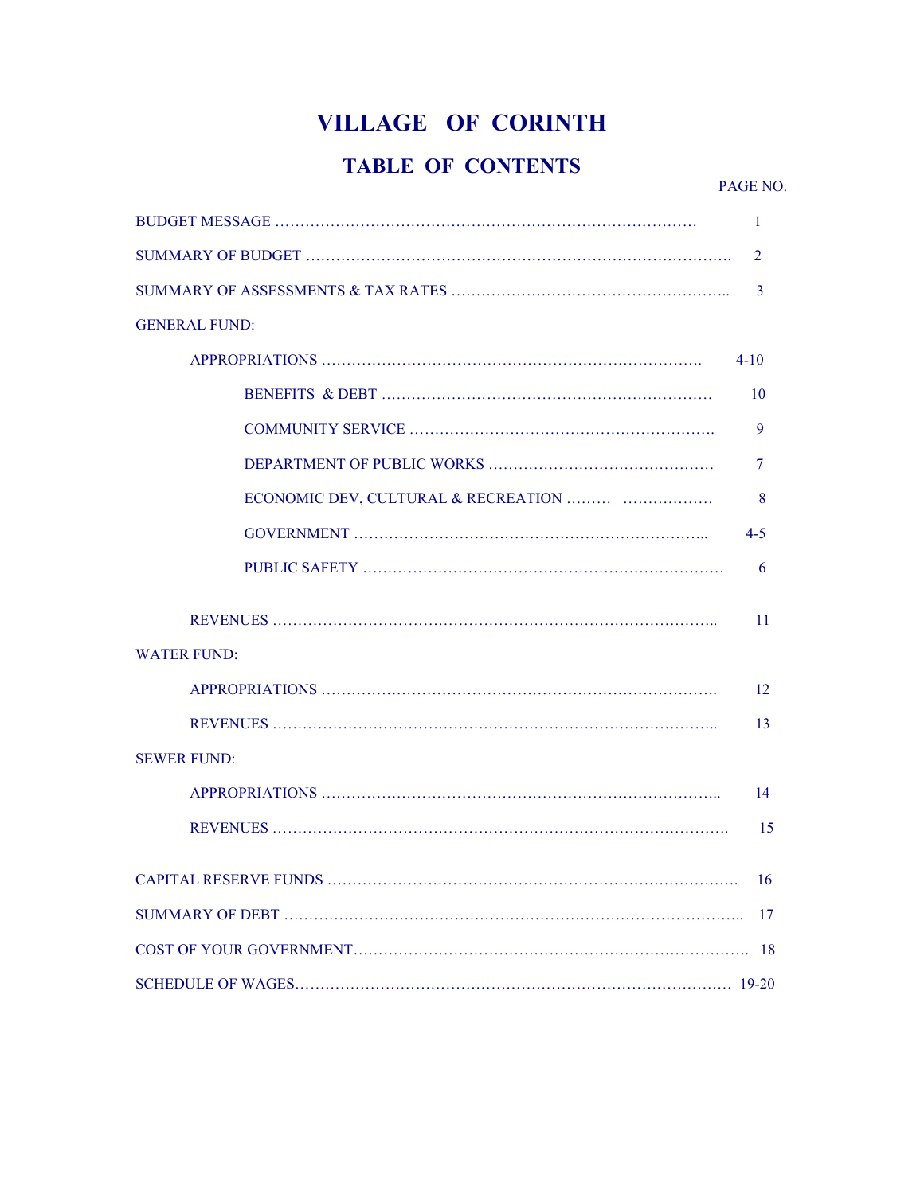# VILLAGE OF CORINTH

## TABLE OF CONTENTS

| | PAGE NO. |
|---|---|
| BUDGET MESSAGE | 1 |
| SUMMARY OF BUDGET | 2 |
| SUMMARY OF ASSESSMENTS & TAX RATES | 3 |
| GENERAL FUND: | |
| APPROPRIATIONS | 4-10 |
| BENEFITS & DEBT | 10 |
| COMMUNITY SERVICE | 9 |
| DEPARTMENT OF PUBLIC WORKS | 7 |
| ECONOMIC DEV, CULTURAL & RECREATION | 8 |
| GOVERNMENT | 4-5 |
| PUBLIC SAFETY | 6 |
| REVENUES | 11 |
| WATER FUND: | |
| APPROPRIATIONS | 12 |
| REVENUES | 13 |
| SEWER FUND: | |
| APPROPRIATIONS | 14 |
| REVENUES | 15 |
| CAPITAL RESERVE FUNDS | 16 |
| SUMMARY OF DEBT | 17 |
| COST OF YOUR GOVERNMENT | 18 |
| SCHEDULE OF WAGES | 19-20 |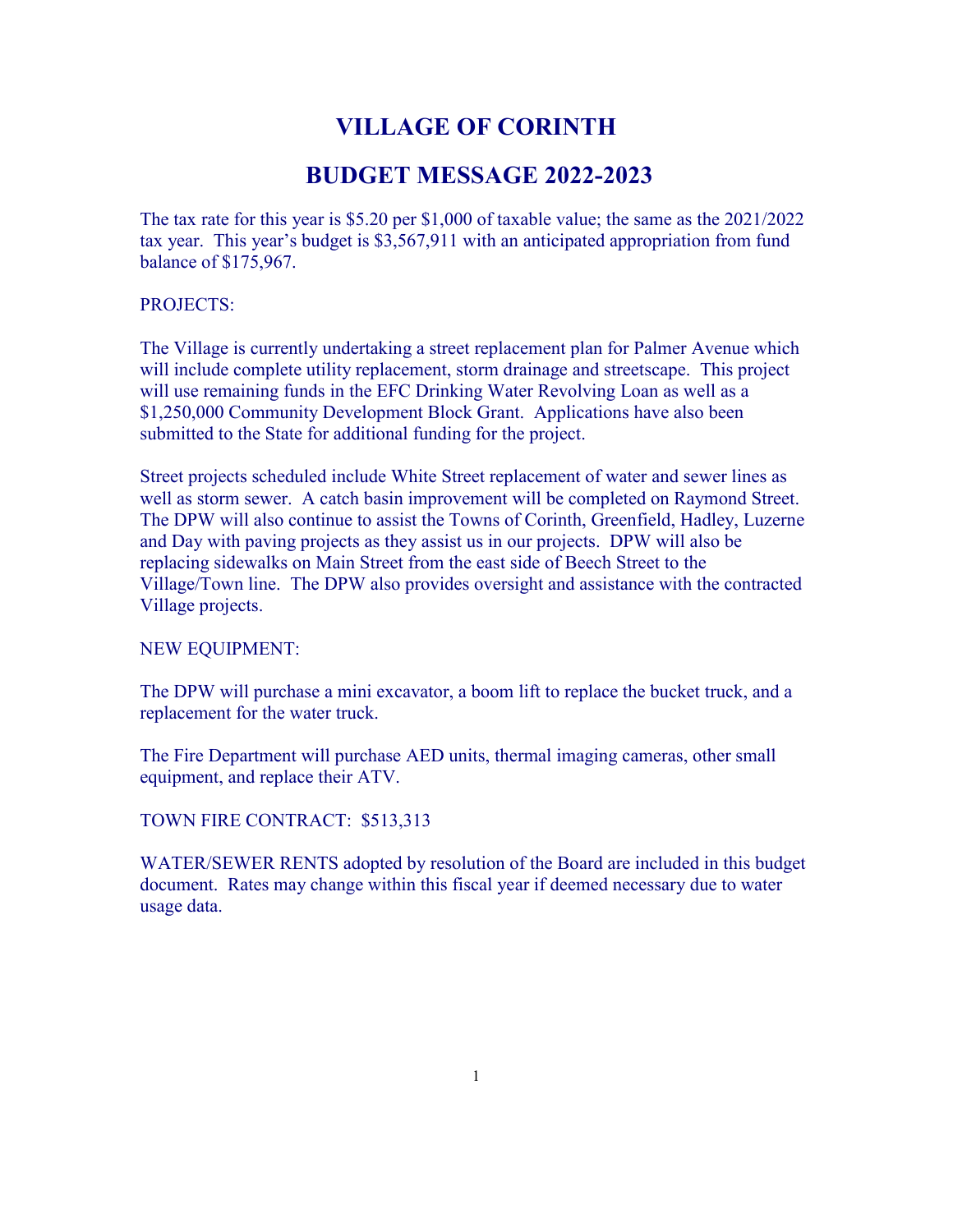# VILLAGE OF CORINTH

## BUDGET MESSAGE 2022-2023

The tax rate for this year is $5.20 per $1,000 of taxable value; the same as the 2021/2022 tax year. This year's budget is $3,567,911 with an anticipated appropriation from fund balance of $175,967.

PROJECTS:

The Village is currently undertaking a street replacement plan for Palmer Avenue which will include complete utility replacement, storm drainage and streetscape. This project will use remaining funds in the EFC Drinking Water Revolving Loan as well as a $1,250,000 Community Development Block Grant. Applications have also been submitted to the State for additional funding for the project.

Street projects scheduled include White Street replacement of water and sewer lines as well as storm sewer. A catch basin improvement will be completed on Raymond Street. The DPW will also continue to assist the Towns of Corinth, Greenfield, Hadley, Luzerne and Day with paving projects as they assist us in our projects. DPW will also be replacing sidewalks on Main Street from the east side of Beech Street to the Village/Town line. The DPW also provides oversight and assistance with the contracted Village projects.

NEW EQUIPMENT:

The DPW will purchase a mini excavator, a boom lift to replace the bucket truck, and a replacement for the water truck.

The Fire Department will purchase AED units, thermal imaging cameras, other small equipment, and replace their ATV.

TOWN FIRE CONTRACT: $513,313

WATER/SEWER RENTS adopted by resolution of the Board are included in this budget document. Rates may change within this fiscal year if deemed necessary due to water usage data.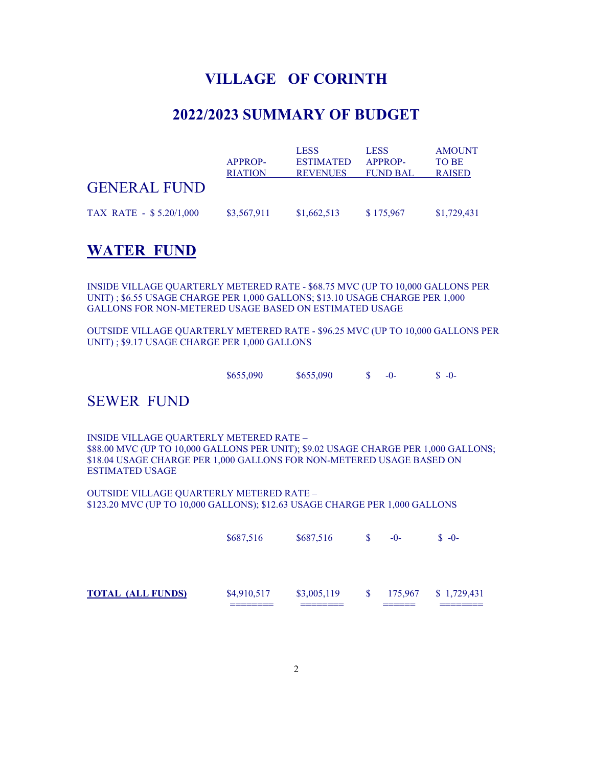# VILLAGE OF CORINTH

## 2022/2023 SUMMARY OF BUDGET

| | APPROP-RIATION | LESS ESTIMATED REVENUES | LESS APPROP-FUND BAL | AMOUNT TO BE RAISED |
|---|---|---|---|---|
| **GENERAL FUND** | | | | |
| TAX RATE - $ 5.20/1,000 | $3,567,911 | $1,662,513 | $ 175,967 | $1,729,431 |

## WATER FUND

INSIDE VILLAGE QUARTERLY METERED RATE - $68.75 MVC (UP TO 10,000 GALLONS PER UNIT) ; $6.55 USAGE CHARGE PER 1,000 GALLONS; $13.10 USAGE CHARGE PER 1,000 GALLONS FOR NON-METERED USAGE BASED ON ESTIMATED USAGE

OUTSIDE VILLAGE QUARTERLY METERED RATE - $96.25 MVC (UP TO 10,000 GALLONS PER UNIT) ; $9.17 USAGE CHARGE PER 1,000 GALLONS

| | APPROP-RIATION | LESS ESTIMATED REVENUES | LESS APPROP-FUND BAL | AMOUNT TO BE RAISED |
|---|---|---|---|---|
| | $655,090 | $655,090 | $ -0- | $ -0- |

## SEWER FUND

INSIDE VILLAGE QUARTERLY METERED RATE –
$88.00 MVC (UP TO 10,000 GALLONS PER UNIT); $9.02 USAGE CHARGE PER 1,000 GALLONS; $18.04 USAGE CHARGE PER 1,000 GALLONS FOR NON-METERED USAGE BASED ON ESTIMATED USAGE

OUTSIDE VILLAGE QUARTERLY METERED RATE –
$123.20 MVC (UP TO 10,000 GALLONS); $12.63 USAGE CHARGE PER 1,000 GALLONS

| | APPROP-RIATION | LESS ESTIMATED REVENUES | LESS APPROP-FUND BAL | AMOUNT TO BE RAISED |
|---|---|---|---|---|
| | $687,516 | $687,516 | $ -0- | $ -0- |
| **TOTAL (ALL FUNDS)** | $4,910,517 | $3,005,119 | $ 175,967 | $ 1,729,431 |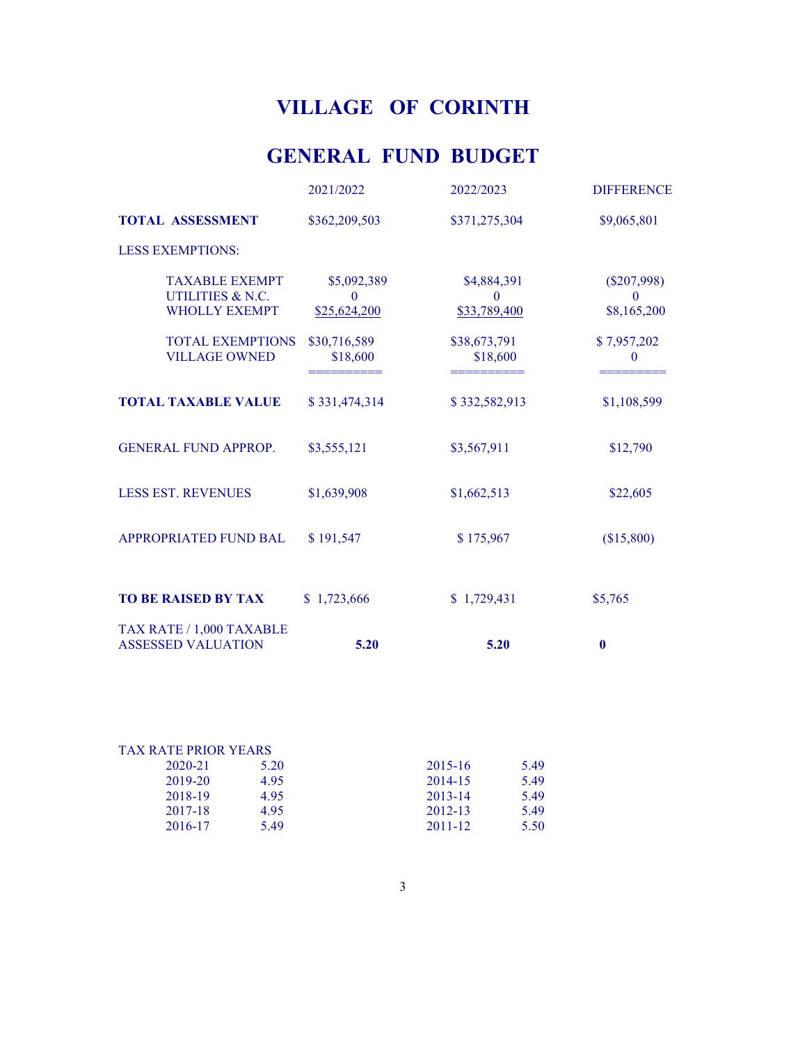# VILLAGE OF CORINTH

# GENERAL FUND BUDGET

| | 2021/2022 | 2022/2023 | DIFFERENCE |
|---|---|---|---|
| **TOTAL ASSESSMENT** | $362,209,503 | $371,275,304 | $9,065,801 |
| LESS EXEMPTIONS: | | | |
| TAXABLE EXEMPT | $5,092,389 | $4,884,391 | ($207,998) |
| UTILITIES & N.C. | 0 | 0 | 0 |
| WHOLLY EXEMPT | $25,624,200 | $33,789,400 | $8,165,200 |
| TOTAL EXEMPTIONS | $30,716,589 | $38,673,791 | $ 7,957,202 |
| VILLAGE OWNED | $18,600 | $18,600 | 0 |
| **TOTAL TAXABLE VALUE** | $ 331,474,314 | $ 332,582,913 | $1,108,599 |
| GENERAL FUND APPROP. | $3,555,121 | $3,567,911 | $12,790 |
| LESS EST. REVENUES | $1,639,908 | $1,662,513 | $22,605 |
| APPROPRIATED FUND BAL | $ 191,547 | $ 175,967 | ($15,800) |
| **TO BE RAISED BY TAX** | $ 1,723,666 | $ 1,729,431 | $5,765 |
| TAX RATE / 1,000 TAXABLE ASSESSED VALUATION | **5.20** | **5.20** | **0** |

TAX RATE PRIOR YEARS

| | | | |
|---|---|---|---|
| 2020-21 | 5.20 | 2015-16 | 5.49 |
| 2019-20 | 4.95 | 2014-15 | 5.49 |
| 2018-19 | 4.95 | 2013-14 | 5.49 |
| 2017-18 | 4.95 | 2012-13 | 5.49 |
| 2016-17 | 5.49 | 2011-12 | 5.50 |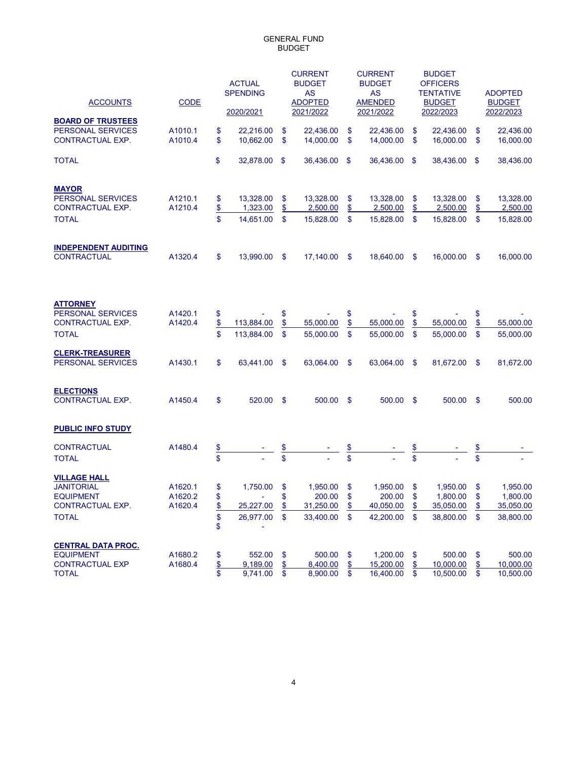GENERAL FUND
BUDGET

| ACCOUNTS | CODE | ACTUAL SPENDING 2020/2021 | CURRENT BUDGET AS ADOPTED 2021/2022 | CURRENT BUDGET AS AMENDED 2021/2022 | BUDGET OFFICERS TENTATIVE BUDGET 2022/2023 | ADOPTED BUDGET 2022/2023 |
|---|---|---|---|---|---|---|
| **BOARD OF TRUSTEES** | | | | | | |
| PERSONAL SERVICES | A1010.1 | $ 22,216.00 | $ 22,436.00 | $ 22,436.00 | $ 22,436.00 | $ 22,436.00 |
| CONTRACTUAL EXP. | A1010.4 | $ 10,662.00 | $ 14,000.00 | $ 14,000.00 | $ 16,000.00 | $ 16,000.00 |
| TOTAL | | $ 32,878.00 | $ 36,436.00 | $ 36,436.00 | $ 38,436.00 | $ 38,436.00 |
| **MAYOR** | | | | | | |
| PERSONAL SERVICES | A1210.1 | $ 13,328.00 | $ 13,328.00 | $ 13,328.00 | $ 13,328.00 | $ 13,328.00 |
| CONTRACTUAL EXP. | A1210.4 | $ 1,323.00 | $ 2,500.00 | $ 2,500.00 | $ 2,500.00 | $ 2,500.00 |
| TOTAL | | $ 14,651.00 | $ 15,828.00 | $ 15,828.00 | $ 15,828.00 | $ 15,828.00 |
| **INDEPENDENT AUDITING** | | | | | | |
| CONTRACTUAL | A1320.4 | $ 13,990.00 | $ 17,140.00 | $ 18,640.00 | $ 16,000.00 | $ 16,000.00 |
| **ATTORNEY** | | | | | | |
| PERSONAL SERVICES | A1420.1 | $ - | $ - | $ - | $ - | $ - |
| CONTRACTUAL EXP. | A1420.4 | $ 113,884.00 | $ 55,000.00 | $ 55,000.00 | $ 55,000.00 | $ 55,000.00 |
| TOTAL | | $ 113,884.00 | $ 55,000.00 | $ 55,000.00 | $ 55,000.00 | $ 55,000.00 |
| **CLERK-TREASURER** | | | | | | |
| PERSONAL SERVICES | A1430.1 | $ 63,441.00 | $ 63,064.00 | $ 63,064.00 | $ 81,672.00 | $ 81,672.00 |
| **ELECTIONS** | | | | | | |
| CONTRACTUAL EXP. | A1450.4 | $ 520.00 | $ 500.00 | $ 500.00 | $ 500.00 | $ 500.00 |
| **PUBLIC INFO STUDY** | | | | | | |
| CONTRACTUAL | A1480.4 | $ - | $ - | $ - | $ - | $ - |
| TOTAL | | $ - | $ - | $ - | $ - | $ - |
| **VILLAGE HALL** | | | | | | |
| JANITORIAL | A1620.1 | $ 1,750.00 | $ 1,950.00 | $ 1,950.00 | $ 1,950.00 | $ 1,950.00 |
| EQUIPMENT | A1620.2 | $ - | $ 200.00 | $ 200.00 | $ 1,800.00 | $ 1,800.00 |
| CONTRACTUAL EXP. | A1620.4 | $ 25,227.00 | $ 31,250.00 | $ 40,050.00 | $ 35,050.00 | $ 35,050.00 |
| TOTAL | | $ 26,977.00<br>$ - | $ 33,400.00 | $ 42,200.00 | $ 38,800.00 | $ 38,800.00 |
| **CENTRAL DATA PROC.** | | | | | | |
| EQUIPMENT | A1680.2 | $ 552.00 | $ 500.00 | $ 1,200.00 | $ 500.00 | $ 500.00 |
| CONTRACTUAL EXP | A1680.4 | $ 9,189.00 | $ 8,400.00 | $ 15,200.00 | $ 10,000.00 | $ 10,000.00 |
| TOTAL | | $ 9,741.00 | $ 8,900.00 | $ 16,400.00 | $ 10,500.00 | $ 10,500.00 |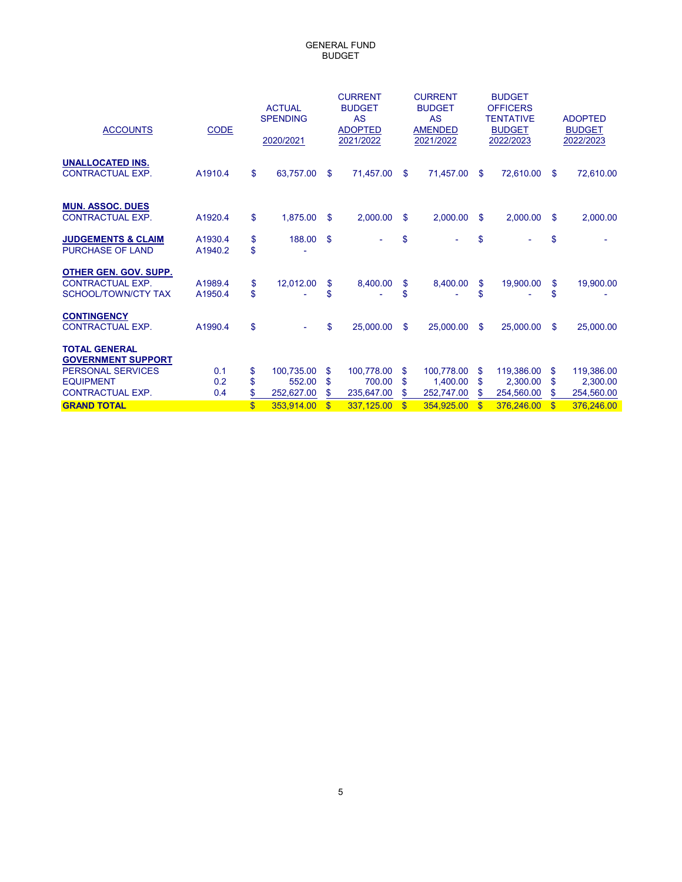GENERAL FUND
BUDGET

| ACCOUNTS | CODE | ACTUAL SPENDING 2020/2021 | CURRENT BUDGET AS ADOPTED 2021/2022 | CURRENT BUDGET AS AMENDED 2021/2022 | BUDGET OFFICERS TENTATIVE BUDGET 2022/2023 | ADOPTED BUDGET 2022/2023 |
|---|---|---|---|---|---|---|
| **UNALLOCATED INS.** | | | | | | |
| CONTRACTUAL EXP. | A1910.4 | $ 63,757.00 | $ 71,457.00 | $ 71,457.00 | $ 72,610.00 | $ 72,610.00 |
| **MUN. ASSOC. DUES** | | | | | | |
| CONTRACTUAL EXP. | A1920.4 | $ 1,875.00 | $ 2,000.00 | $ 2,000.00 | $ 2,000.00 | $ 2,000.00 |
| **JUDGEMENTS & CLAIM** | A1930.4 | $ 188.00 | $ - | $ - | $ - | $ - |
| PURCHASE OF LAND | A1940.2 | $ - | | | | |
| **OTHER GEN. GOV. SUPP.** | | | | | | |
| CONTRACTUAL EXP. | A1989.4 | $ 12,012.00 | $ 8,400.00 | $ 8,400.00 | $ 19,900.00 | $ 19,900.00 |
| SCHOOL/TOWN/CTY TAX | A1950.4 | $ - | $ - | $ - | $ - | $ - |
| **CONTINGENCY** | | | | | | |
| CONTRACTUAL EXP. | A1990.4 | $ - | $ 25,000.00 | $ 25,000.00 | $ 25,000.00 | $ 25,000.00 |
| **TOTAL GENERAL GOVERNMENT SUPPORT** | | | | | | |
| PERSONAL SERVICES | 0.1 | $ 100,735.00 | $ 100,778.00 | $ 100,778.00 | $ 119,386.00 | $ 119,386.00 |
| EQUIPMENT | 0.2 | $ 552.00 | $ 700.00 | $ 1,400.00 | $ 2,300.00 | $ 2,300.00 |
| CONTRACTUAL EXP. | 0.4 | $ 252,627.00 | $ 235,647.00 | $ 252,747.00 | $ 254,560.00 | $ 254,560.00 |
| **GRAND TOTAL** | | $ 353,914.00 | $ 337,125.00 | $ 354,925.00 | $ 376,246.00 | $ 376,246.00 |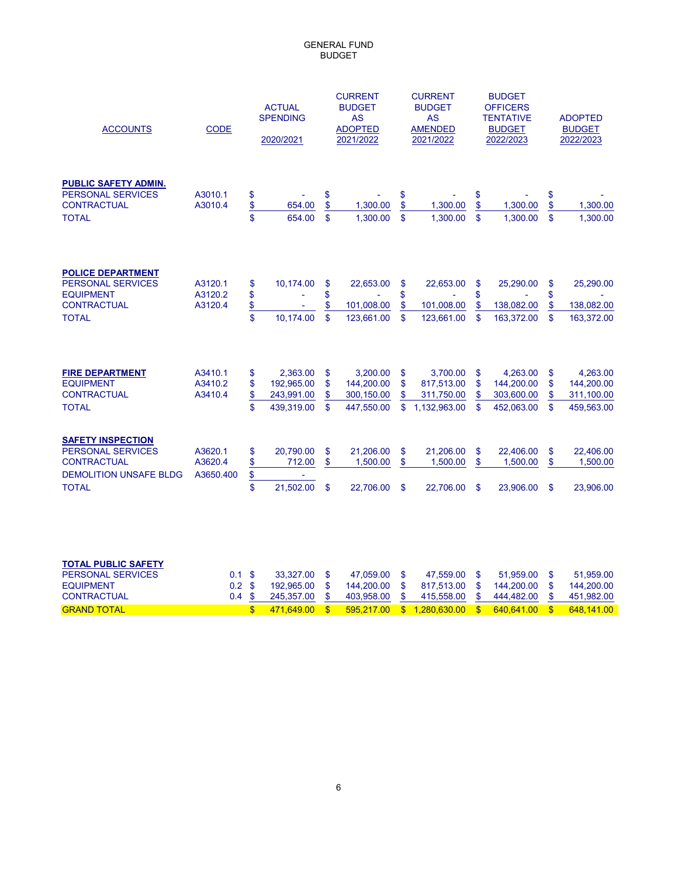GENERAL FUND
BUDGET

| ACCOUNTS | CODE | ACTUAL SPENDING 2020/2021 | CURRENT BUDGET AS ADOPTED 2021/2022 | CURRENT BUDGET AS AMENDED 2021/2022 | BUDGET OFFICERS TENTATIVE BUDGET 2022/2023 | ADOPTED BUDGET 2022/2023 |
|---|---|---|---|---|---|---|
| **PUBLIC SAFETY ADMIN.** | | | | | | |
| PERSONAL SERVICES | A3010.1 | $ - | $ - | $ - | $ - | $ - |
| CONTRACTUAL | A3010.4 | $ 654.00 | $ 1,300.00 | $ 1,300.00 | $ 1,300.00 | $ 1,300.00 |
| TOTAL | | $ 654.00 | $ 1,300.00 | $ 1,300.00 | $ 1,300.00 | $ 1,300.00 |
| **POLICE DEPARTMENT** | | | | | | |
| PERSONAL SERVICES | A3120.1 | $ 10,174.00 | $ 22,653.00 | $ 22,653.00 | $ 25,290.00 | $ 25,290.00 |
| EQUIPMENT | A3120.2 | $ - | $ - | $ - | $ - | $ - |
| CONTRACTUAL | A3120.4 | $ - | $ 101,008.00 | $ 101,008.00 | $ 138,082.00 | $ 138,082.00 |
| TOTAL | | $ 10,174.00 | $ 123,661.00 | $ 123,661.00 | $ 163,372.00 | $ 163,372.00 |
| **FIRE DEPARTMENT** | A3410.1 | $ 2,363.00 | $ 3,200.00 | $ 3,700.00 | $ 4,263.00 | $ 4,263.00 |
| EQUIPMENT | A3410.2 | $ 192,965.00 | $ 144,200.00 | $ 817,513.00 | $ 144,200.00 | $ 144,200.00 |
| CONTRACTUAL | A3410.4 | $ 243,991.00 | $ 300,150.00 | $ 311,750.00 | $ 303,600.00 | $ 311,100.00 |
| TOTAL | | $ 439,319.00 | $ 447,550.00 | $ 1,132,963.00 | $ 452,063.00 | $ 459,563.00 |
| **SAFETY INSPECTION** | | | | | | |
| PERSONAL SERVICES | A3620.1 | $ 20,790.00 | $ 21,206.00 | $ 21,206.00 | $ 22,406.00 | $ 22,406.00 |
| CONTRACTUAL | A3620.4 | $ 712.00 | $ 1,500.00 | $ 1,500.00 | $ 1,500.00 | $ 1,500.00 |
| DEMOLITION UNSAFE BLDG | A3650.400 | $ - | | | | |
| TOTAL | | $ 21,502.00 | $ 22,706.00 | $ 22,706.00 | $ 23,906.00 | $ 23,906.00 |
| **TOTAL PUBLIC SAFETY** | | | | | | |
| PERSONAL SERVICES | 0.1 | $ 33,327.00 | $ 47,059.00 | $ 47,559.00 | $ 51,959.00 | $ 51,959.00 |
| EQUIPMENT | 0.2 | $ 192,965.00 | $ 144,200.00 | $ 817,513.00 | $ 144,200.00 | $ 144,200.00 |
| CONTRACTUAL | 0.4 | $ 245,357.00 | $ 403,958.00 | $ 415,558.00 | $ 444,482.00 | $ 451,982.00 |
| GRAND TOTAL | | $ 471,649.00 | $ 595,217.00 | $ 1,280,630.00 | $ 640,641.00 | $ 648,141.00 |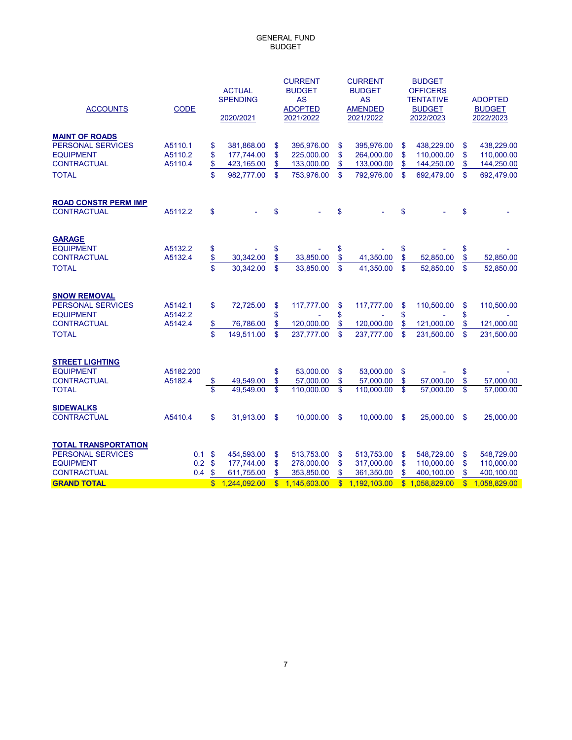GENERAL FUND
BUDGET

| ACCOUNTS | CODE | ACTUAL SPENDING 2020/2021 | CURRENT BUDGET AS ADOPTED 2021/2022 | CURRENT BUDGET AS AMENDED 2021/2022 | BUDGET OFFICERS TENTATIVE BUDGET 2022/2023 | ADOPTED BUDGET 2022/2023 |
|---|---|---|---|---|---|---|
| **MAINT OF ROADS** | | | | | | |
| PERSONAL SERVICES | A5110.1 | $ 381,868.00 | $ 395,976.00 | $ 395,976.00 | $ 438,229.00 | $ 438,229.00 |
| EQUIPMENT | A5110.2 | $ 177,744.00 | $ 225,000.00 | $ 264,000.00 | $ 110,000.00 | $ 110,000.00 |
| CONTRACTUAL | A5110.4 | $ 423,165.00 | $ 133,000.00 | $ 133,000.00 | $ 144,250.00 | $ 144,250.00 |
| TOTAL | | $ 982,777.00 | $ 753,976.00 | $ 792,976.00 | $ 692,479.00 | $ 692,479.00 |
| **ROAD CONSTR PERM IMP** | | | | | | |
| CONTRACTUAL | A5112.2 | $ - | $ - | $ - | $ - | $ - |
| **GARAGE** | | | | | | |
| EQUIPMENT | A5132.2 | $ - | $ - | $ - | $ - | $ - |
| CONTRACTUAL | A5132.4 | $ 30,342.00 | $ 33,850.00 | $ 41,350.00 | $ 52,850.00 | $ 52,850.00 |
| TOTAL | | $ 30,342.00 | $ 33,850.00 | $ 41,350.00 | $ 52,850.00 | $ 52,850.00 |
| **SNOW REMOVAL** | | | | | | |
| PERSONAL SERVICES | A5142.1 | $ 72,725.00 | $ 117,777.00 | $ 117,777.00 | $ 110,500.00 | $ 110,500.00 |
| EQUIPMENT | A5142.2 | | $ - | $ - | $ - | $ - |
| CONTRACTUAL | A5142.4 | $ 76,786.00 | $ 120,000.00 | $ 120,000.00 | $ 121,000.00 | $ 121,000.00 |
| TOTAL | | $ 149,511.00 | $ 237,777.00 | $ 237,777.00 | $ 231,500.00 | $ 231,500.00 |
| **STREET LIGHTING** | | | | | | |
| EQUIPMENT | A5182.200 | | $ 53,000.00 | $ 53,000.00 | $ - | $ - |
| CONTRACTUAL | A5182.4 | $ 49,549.00 | $ 57,000.00 | $ 57,000.00 | $ 57,000.00 | $ 57,000.00 |
| TOTAL | | $ 49,549.00 | $ 110,000.00 | $ 110,000.00 | $ 57,000.00 | $ 57,000.00 |
| **SIDEWALKS** | | | | | | |
| CONTRACTUAL | A5410.4 | $ 31,913.00 | $ 10,000.00 | $ 10,000.00 | $ 25,000.00 | $ 25,000.00 |
| **TOTAL TRANSPORTATION** | | | | | | |
| PERSONAL SERVICES | 0.1 | $ 454,593.00 | $ 513,753.00 | $ 513,753.00 | $ 548,729.00 | $ 548,729.00 |
| EQUIPMENT | 0.2 | $ 177,744.00 | $ 278,000.00 | $ 317,000.00 | $ 110,000.00 | $ 110,000.00 |
| CONTRACTUAL | 0.4 | $ 611,755.00 | $ 353,850.00 | $ 361,350.00 | $ 400,100.00 | $ 400,100.00 |
| **GRAND TOTAL** | | $ 1,244,092.00 | $ 1,145,603.00 | $ 1,192,103.00 | $ 1,058,829.00 | $ 1,058,829.00 |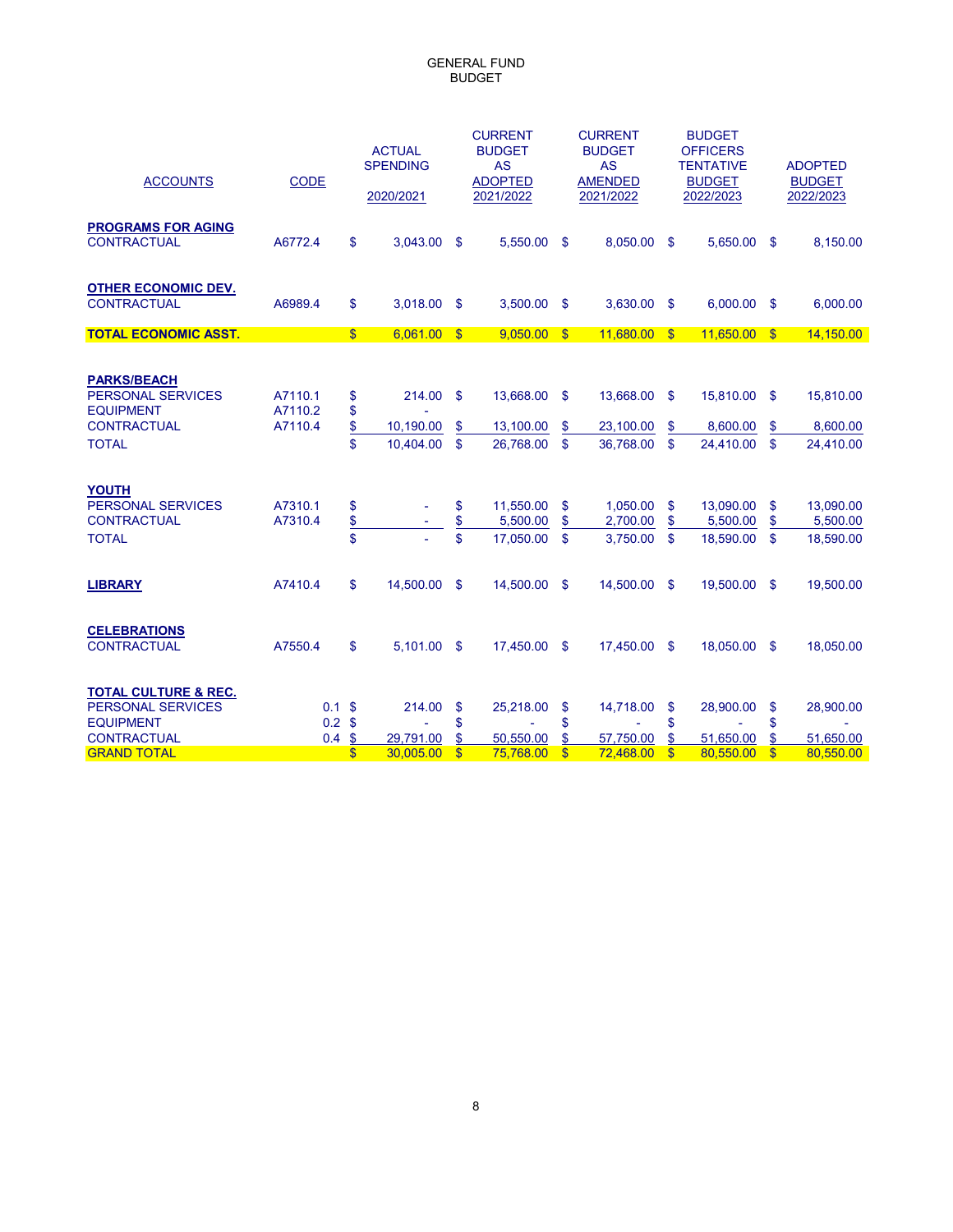GENERAL FUND
BUDGET

| ACCOUNTS | CODE | ACTUAL SPENDING 2020/2021 | CURRENT BUDGET AS ADOPTED 2021/2022 | CURRENT BUDGET AS AMENDED 2021/2022 | BUDGET OFFICERS TENTATIVE BUDGET 2022/2023 | ADOPTED BUDGET 2022/2023 |
|---|---|---|---|---|---|---|
| **PROGRAMS FOR AGING** | | | | | | |
| CONTRACTUAL | A6772.4 | $ 3,043.00 | $ 5,550.00 | $ 8,050.00 | $ 5,650.00 | $ 8,150.00 |
| **OTHER ECONOMIC DEV.** | | | | | | |
| CONTRACTUAL | A6989.4 | $ 3,018.00 | $ 3,500.00 | $ 3,630.00 | $ 6,000.00 | $ 6,000.00 |
| **TOTAL ECONOMIC ASST.** | | $ 6,061.00 | $ 9,050.00 | $ 11,680.00 | $ 11,650.00 | $ 14,150.00 |
| **PARKS/BEACH** | | | | | | |
| PERSONAL SERVICES | A7110.1 | $ 214.00 | $ 13,668.00 | $ 13,668.00 | $ 15,810.00 | $ 15,810.00 |
| EQUIPMENT | A7110.2 | $ - | | | | |
| CONTRACTUAL | A7110.4 | $ 10,190.00 | $ 13,100.00 | $ 23,100.00 | $ 8,600.00 | $ 8,600.00 |
| TOTAL | | $ 10,404.00 | $ 26,768.00 | $ 36,768.00 | $ 24,410.00 | $ 24,410.00 |
| **YOUTH** | | | | | | |
| PERSONAL SERVICES | A7310.1 | $ - | $ 11,550.00 | $ 1,050.00 | $ 13,090.00 | $ 13,090.00 |
| CONTRACTUAL | A7310.4 | $ - | $ 5,500.00 | $ 2,700.00 | $ 5,500.00 | $ 5,500.00 |
| TOTAL | | $ - | $ 17,050.00 | $ 3,750.00 | $ 18,590.00 | $ 18,590.00 |
| **LIBRARY** | A7410.4 | $ 14,500.00 | $ 14,500.00 | $ 14,500.00 | $ 19,500.00 | $ 19,500.00 |
| **CELEBRATIONS** | | | | | | |
| CONTRACTUAL | A7550.4 | $ 5,101.00 | $ 17,450.00 | $ 17,450.00 | $ 18,050.00 | $ 18,050.00 |
| **TOTAL CULTURE & REC.** | | | | | | |
| PERSONAL SERVICES | 0.1 | $ 214.00 | $ 25,218.00 | $ 14,718.00 | $ 28,900.00 | $ 28,900.00 |
| EQUIPMENT | 0.2 | $ - | $ - | $ - | $ - | $ - |
| CONTRACTUAL | 0.4 | $ 29,791.00 | $ 50,550.00 | $ 57,750.00 | $ 51,650.00 | $ 51,650.00 |
| GRAND TOTAL | | $ 30,005.00 | $ 75,768.00 | $ 72,468.00 | $ 80,550.00 | $ 80,550.00 |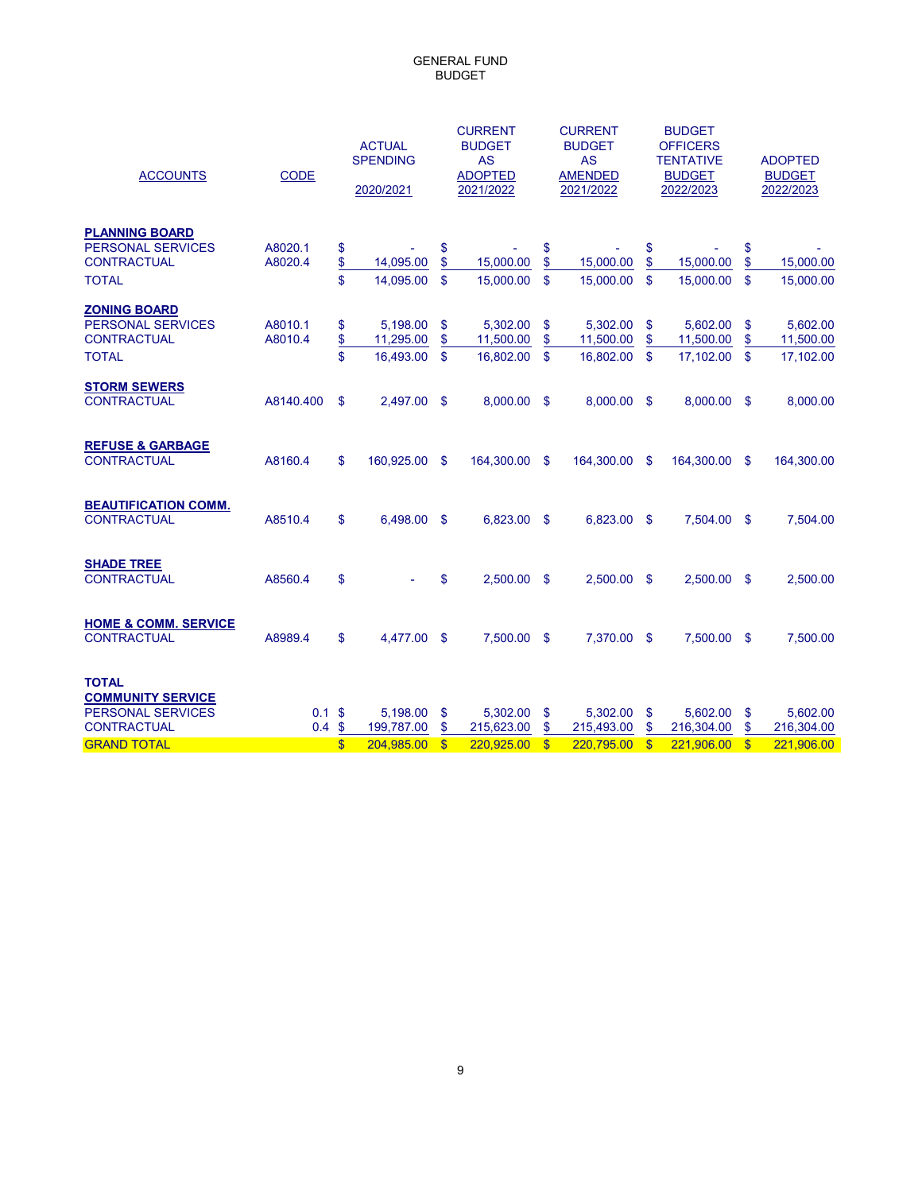GENERAL FUND
BUDGET

| ACCOUNTS | CODE | ACTUAL SPENDING 2020/2021 | CURRENT BUDGET AS ADOPTED 2021/2022 | CURRENT BUDGET AS AMENDED 2021/2022 | BUDGET OFFICERS TENTATIVE BUDGET 2022/2023 | ADOPTED BUDGET 2022/2023 |
|---|---|---|---|---|---|---|
| **PLANNING BOARD** | | | | | | |
| PERSONAL SERVICES | A8020.1 | $ - | $ - | $ - | $ - | $ - |
| CONTRACTUAL | A8020.4 | $ 14,095.00 | $ 15,000.00 | $ 15,000.00 | $ 15,000.00 | $ 15,000.00 |
| TOTAL | | $ 14,095.00 | $ 15,000.00 | $ 15,000.00 | $ 15,000.00 | $ 15,000.00 |
| **ZONING BOARD** | | | | | | |
| PERSONAL SERVICES | A8010.1 | $ 5,198.00 | $ 5,302.00 | $ 5,302.00 | $ 5,602.00 | $ 5,602.00 |
| CONTRACTUAL | A8010.4 | $ 11,295.00 | $ 11,500.00 | $ 11,500.00 | $ 11,500.00 | $ 11,500.00 |
| TOTAL | | $ 16,493.00 | $ 16,802.00 | $ 16,802.00 | $ 17,102.00 | $ 17,102.00 |
| **STORM SEWERS** | | | | | | |
| CONTRACTUAL | A8140.400 | $ 2,497.00 | $ 8,000.00 | $ 8,000.00 | $ 8,000.00 | $ 8,000.00 |
| **REFUSE & GARBAGE** | | | | | | |
| CONTRACTUAL | A8160.4 | $ 160,925.00 | $ 164,300.00 | $ 164,300.00 | $ 164,300.00 | $ 164,300.00 |
| **BEAUTIFICATION COMM.** | | | | | | |
| CONTRACTUAL | A8510.4 | $ 6,498.00 | $ 6,823.00 | $ 6,823.00 | $ 7,504.00 | $ 7,504.00 |
| **SHADE TREE** | | | | | | |
| CONTRACTUAL | A8560.4 | $ - | $ 2,500.00 | $ 2,500.00 | $ 2,500.00 | $ 2,500.00 |
| **HOME & COMM. SERVICE** | | | | | | |
| CONTRACTUAL | A8989.4 | $ 4,477.00 | $ 7,500.00 | $ 7,370.00 | $ 7,500.00 | $ 7,500.00 |
| **TOTAL** | | | | | | |
| **COMMUNITY SERVICE** | | | | | | |
| PERSONAL SERVICES | 0.1 | $ 5,198.00 | $ 5,302.00 | $ 5,302.00 | $ 5,602.00 | $ 5,602.00 |
| CONTRACTUAL | 0.4 | $ 199,787.00 | $ 215,623.00 | $ 215,493.00 | $ 216,304.00 | $ 216,304.00 |
| GRAND TOTAL | | $ 204,985.00 | $ 220,925.00 | $ 220,795.00 | $ 221,906.00 | $ 221,906.00 |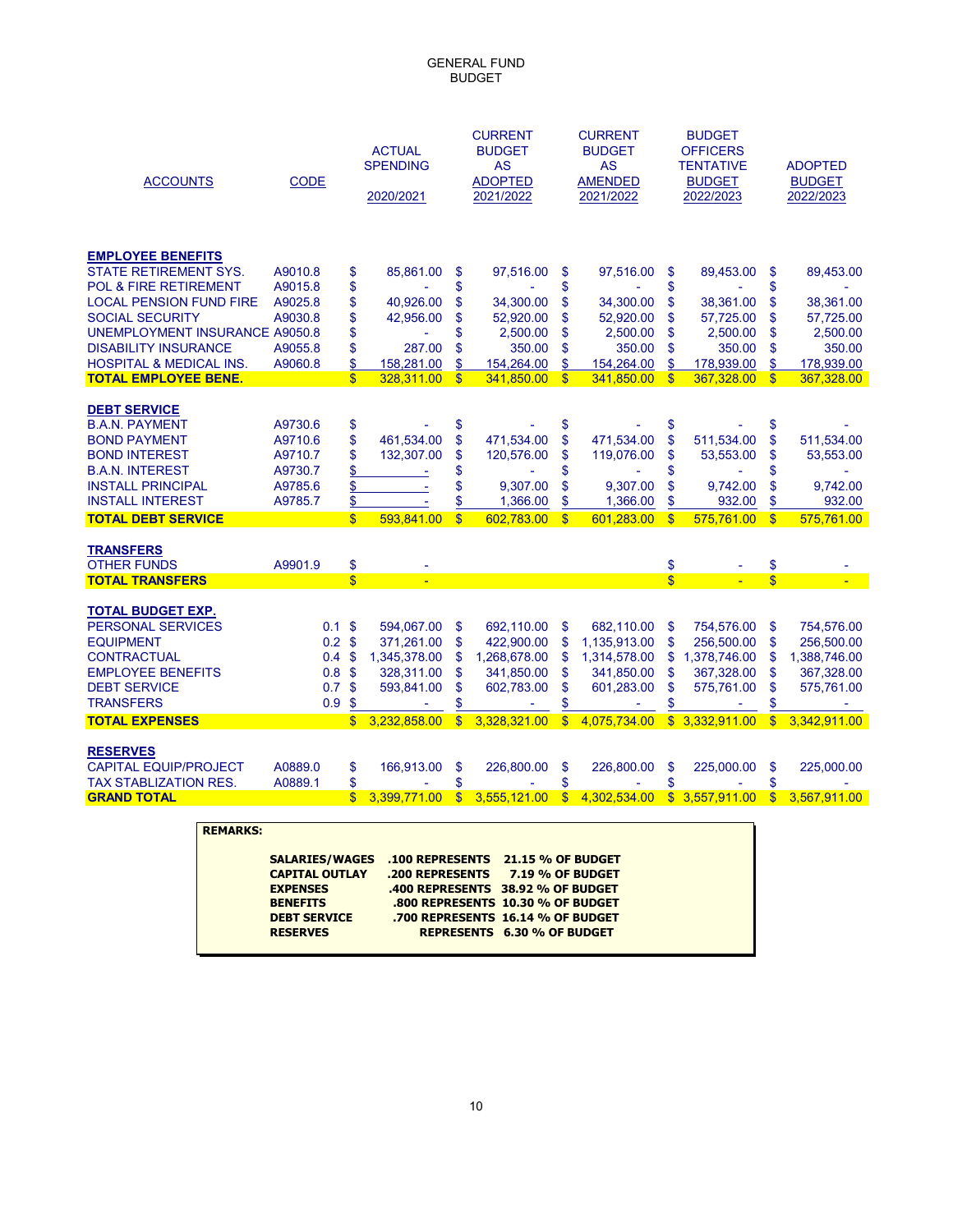GENERAL FUND
BUDGET

| ACCOUNTS | CODE | ACTUAL SPENDING 2020/2021 | CURRENT BUDGET AS ADOPTED 2021/2022 | CURRENT BUDGET AS AMENDED 2021/2022 | BUDGET OFFICERS TENTATIVE BUDGET 2022/2023 | ADOPTED BUDGET 2022/2023 |
|---|---|---|---|---|---|---|
| **EMPLOYEE BENEFITS** | | | | | | |
| STATE RETIREMENT SYS. | A9010.8 | $ 85,861.00 | $ 97,516.00 | $ 97,516.00 | $ 89,453.00 | $ 89,453.00 |
| POL & FIRE RETIREMENT | A9015.8 | $ - | $ - | $ - | $ - | $ - |
| LOCAL PENSION FUND FIRE | A9025.8 | $ 40,926.00 | $ 34,300.00 | $ 34,300.00 | $ 38,361.00 | $ 38,361.00 |
| SOCIAL SECURITY | A9030.8 | $ 42,956.00 | $ 52,920.00 | $ 52,920.00 | $ 57,725.00 | $ 57,725.00 |
| UNEMPLOYMENT INSURANCE | A9050.8 | $ - | $ 2,500.00 | $ 2,500.00 | $ 2,500.00 | $ 2,500.00 |
| DISABILITY INSURANCE | A9055.8 | $ 287.00 | $ 350.00 | $ 350.00 | $ 350.00 | $ 350.00 |
| HOSPITAL & MEDICAL INS. | A9060.8 | $ 158,281.00 | $ 154,264.00 | $ 154,264.00 | $ 178,939.00 | $ 178,939.00 |
| **TOTAL EMPLOYEE BENE.** | | $ 328,311.00 | $ 341,850.00 | $ 341,850.00 | $ 367,328.00 | $ 367,328.00 |
| **DEBT SERVICE** | | | | | | |
| B.A.N. PAYMENT | A9730.6 | $ - | $ - | $ - | $ - | $ - |
| BOND PAYMENT | A9710.6 | $ 461,534.00 | $ 471,534.00 | $ 471,534.00 | $ 511,534.00 | $ 511,534.00 |
| BOND INTEREST | A9710.7 | $ 132,307.00 | $ 120,576.00 | $ 119,076.00 | $ 53,553.00 | $ 53,553.00 |
| B.A.N. INTEREST | A9730.7 | $ - | $ - | $ - | $ - | $ - |
| INSTALL PRINCIPAL | A9785.6 | $ - | $ 9,307.00 | $ 9,307.00 | $ 9,742.00 | $ 9,742.00 |
| INSTALL INTEREST | A9785.7 | $ - | $ 1,366.00 | $ 1,366.00 | $ 932.00 | $ 932.00 |
| **TOTAL DEBT SERVICE** | | $ 593,841.00 | $ 602,783.00 | $ 601,283.00 | $ 575,761.00 | $ 575,761.00 |
| **TRANSFERS** | | | | | | |
| OTHER FUNDS | A9901.9 | $ - | | | $ - | $ - |
| **TOTAL TRANSFERS** | | $ - | | | $ - | $ - |
| **TOTAL BUDGET EXP.** | | | | | | |
| PERSONAL SERVICES | 0.1 | $ 594,067.00 | $ 692,110.00 | $ 682,110.00 | $ 754,576.00 | $ 754,576.00 |
| EQUIPMENT | 0.2 | $ 371,261.00 | $ 422,900.00 | $ 1,135,913.00 | $ 256,500.00 | $ 256,500.00 |
| CONTRACTUAL | 0.4 | $ 1,345,378.00 | $ 1,268,678.00 | $ 1,314,578.00 | $ 1,378,746.00 | $ 1,388,746.00 |
| EMPLOYEE BENEFITS | 0.8 | $ 328,311.00 | $ 341,850.00 | $ 341,850.00 | $ 367,328.00 | $ 367,328.00 |
| DEBT SERVICE | 0.7 | $ 593,841.00 | $ 602,783.00 | $ 601,283.00 | $ 575,761.00 | $ 575,761.00 |
| TRANSFERS | 0.9 | $ - | $ - | $ - | $ - | $ - |
| **TOTAL EXPENSES** | | $ 3,232,858.00 | $ 3,328,321.00 | $ 4,075,734.00 | $ 3,332,911.00 | $ 3,342,911.00 |
| **RESERVES** | | | | | | |
| CAPITAL EQUIP/PROJECT | A0889.0 | $ 166,913.00 | $ 226,800.00 | $ 226,800.00 | $ 225,000.00 | $ 225,000.00 |
| TAX STABLIZATION RES. | A0889.1 | $ - | $ - | $ - | $ - | $ - |
| **GRAND TOTAL** | | $ 3,399,771.00 | $ 3,555,121.00 | $ 4,302,534.00 | $ 3,557,911.00 | $ 3,567,911.00 |

**REMARKS:**

| | | |
|---|---|---|
| **SALARIES/WAGES** | **.100 REPRESENTS** | **21.15 % OF BUDGET** |
| **CAPITAL OUTLAY** | **.200 REPRESENTS** | **7.19 % OF BUDGET** |
| **EXPENSES** | **.400 REPRESENTS** | **38.92 % OF BUDGET** |
| **BENEFITS** | **.800 REPRESENTS** | **10.30 % OF BUDGET** |
| **DEBT SERVICE** | **.700 REPRESENTS** | **16.14 % OF BUDGET** |
| **RESERVES** | **REPRESENTS** | **6.30 % OF BUDGET** |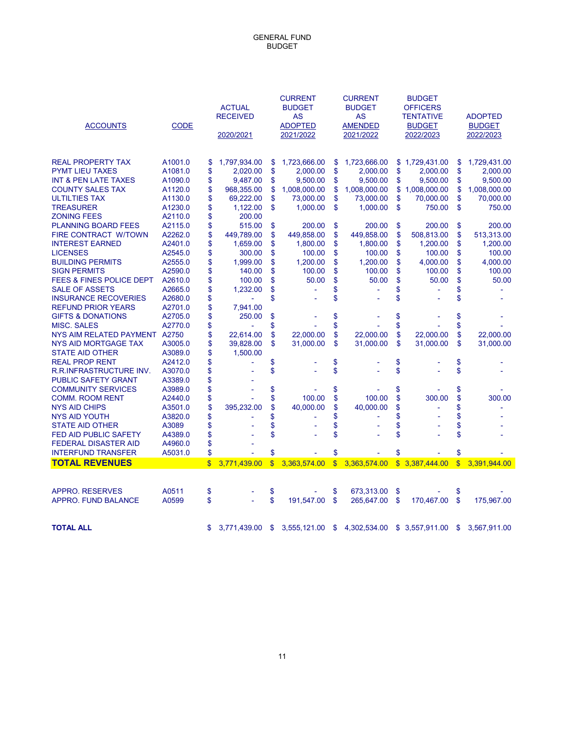# GENERAL FUND
## BUDGET

| ACCOUNTS | CODE | ACTUAL RECEIVED 2020/2021 | CURRENT BUDGET AS ADOPTED 2021/2022 | CURRENT BUDGET AS AMENDED 2021/2022 | BUDGET OFFICERS TENTATIVE BUDGET 2022/2023 | ADOPTED BUDGET 2022/2023 |
|---|---|---|---|---|---|---|
| REAL PROPERTY TAX | A1001.0 | $ 1,797,934.00 | $ 1,723,666.00 | $ 1,723,666.00 | $ 1,729,431.00 | $ 1,729,431.00 |
| PYMT LIEU TAXES | A1081.0 | $ 2,020.00 | $ 2,000.00 | $ 2,000.00 | $ 2,000.00 | $ 2,000.00 |
| INT & PEN LATE TAXES | A1090.0 | $ 9,487.00 | $ 9,500.00 | $ 9,500.00 | $ 9,500.00 | $ 9,500.00 |
| COUNTY SALES TAX | A1120.0 | $ 968,355.00 | $ 1,008,000.00 | $ 1,008,000.00 | $ 1,008,000.00 | $ 1,008,000.00 |
| ULTILTIES TAX | A1130.0 | $ 69,222.00 | $ 73,000.00 | $ 73,000.00 | $ 70,000.00 | $ 70,000.00 |
| TREASURER | A1230.0 | $ 1,122.00 | $ 1,000.00 | $ 1,000.00 | $ 750.00 | $ 750.00 |
| ZONING FEES | A2110.0 | $ 200.00 | | | | |
| PLANNING BOARD FEES | A2115.0 | $ 515.00 | $ 200.00 | $ 200.00 | $ 200.00 | $ 200.00 |
| FIRE CONTRACT W/TOWN | A2262.0 | $ 449,789.00 | $ 449,858.00 | $ 449,858.00 | $ 508,813.00 | $ 513,313.00 |
| INTEREST EARNED | A2401.0 | $ 1,659.00 | $ 1,800.00 | $ 1,800.00 | $ 1,200.00 | $ 1,200.00 |
| LICENSES | A2545.0 | $ 300.00 | $ 100.00 | $ 100.00 | $ 100.00 | $ 100.00 |
| BUILDING PERMITS | A2555.0 | $ 1,999.00 | $ 1,200.00 | $ 1,200.00 | $ 4,000.00 | $ 4,000.00 |
| SIGN PERMITS | A2590.0 | $ 140.00 | $ 100.00 | $ 100.00 | $ 100.00 | $ 100.00 |
| FEES & FINES POLICE DEPT | A2610.0 | $ 100.00 | $ 50.00 | $ 50.00 | $ 50.00 | $ 50.00 |
| SALE OF ASSETS | A2665.0 | $ 1,232.00 | $ - | $ - | $ - | $ - |
| INSURANCE RECOVERIES | A2680.0 | $ - | $ - | $ - | $ - | $ - |
| REFUND PRIOR YEARS | A2701.0 | $ 7,941.00 | | | | |
| GIFTS & DONATIONS | A2705.0 | $ 250.00 | $ - | $ - | $ - | $ - |
| MISC. SALES | A2770.0 | $ - | $ - | $ - | $ - | $ - |
| NYS AIM RELATED PAYMENT | A2750 | $ 22,614.00 | $ 22,000.00 | $ 22,000.00 | $ 22,000.00 | $ 22,000.00 |
| NYS AID MORTGAGE TAX | A3005.0 | $ 39,828.00 | $ 31,000.00 | $ 31,000.00 | $ 31,000.00 | $ 31,000.00 |
| STATE AID OTHER | A3089.0 | $ 1,500.00 | | | | |
| REAL PROP RENT | A2412.0 | $ - | $ - | $ - | $ - | $ - |
| R.R.INFRASTRUCTURE INV. | A3070.0 | $ - | $ - | $ - | $ - | $ - |
| PUBLIC SAFETY GRANT | A3389.0 | $ - | | | | |
| COMMUNITY SERVICES | A3989.0 | $ - | $ - | $ - | $ - | $ - |
| COMM. ROOM RENT | A2440.0 | $ - | $ 100.00 | $ 100.00 | $ 300.00 | $ 300.00 |
| NYS AID CHIPS | A3501.0 | $ 395,232.00 | $ 40,000.00 | $ 40,000.00 | $ - | $ - |
| NYS AID YOUTH | A3820.0 | $ - | $ - | $ - | $ - | $ - |
| STATE AID OTHER | A3089 | $ - | $ - | $ - | $ - | $ - |
| FED AID PUBLIC SAFETY | A4389.0 | $ - | $ - | $ - | $ - | $ - |
| FEDERAL DISASTER AID | A4960.0 | $ - | | | | |
| INTERFUND TRANSFER | A5031.0 | $ - | $ - | $ - | $ - | $ - |
| **TOTAL REVENUES** | | $ 3,771,439.00 | $ 3,363,574.00 | $ 3,363,574.00 | $ 3,387,444.00 | $ 3,391,944.00 |
| | | | | | | |
| APPRO. RESERVES | A0511 | $ - | $ - | $ 673,313.00 | $ - | $ - |
| APPRO. FUND BALANCE | A0599 | $ - | $ 191,547.00 | $ 265,647.00 | $ 170,467.00 | $ 175,967.00 |
| | | | | | | |
| **TOTAL ALL** | | $ 3,771,439.00 | $ 3,555,121.00 | $ 4,302,534.00 | $ 3,557,911.00 | $ 3,567,911.00 |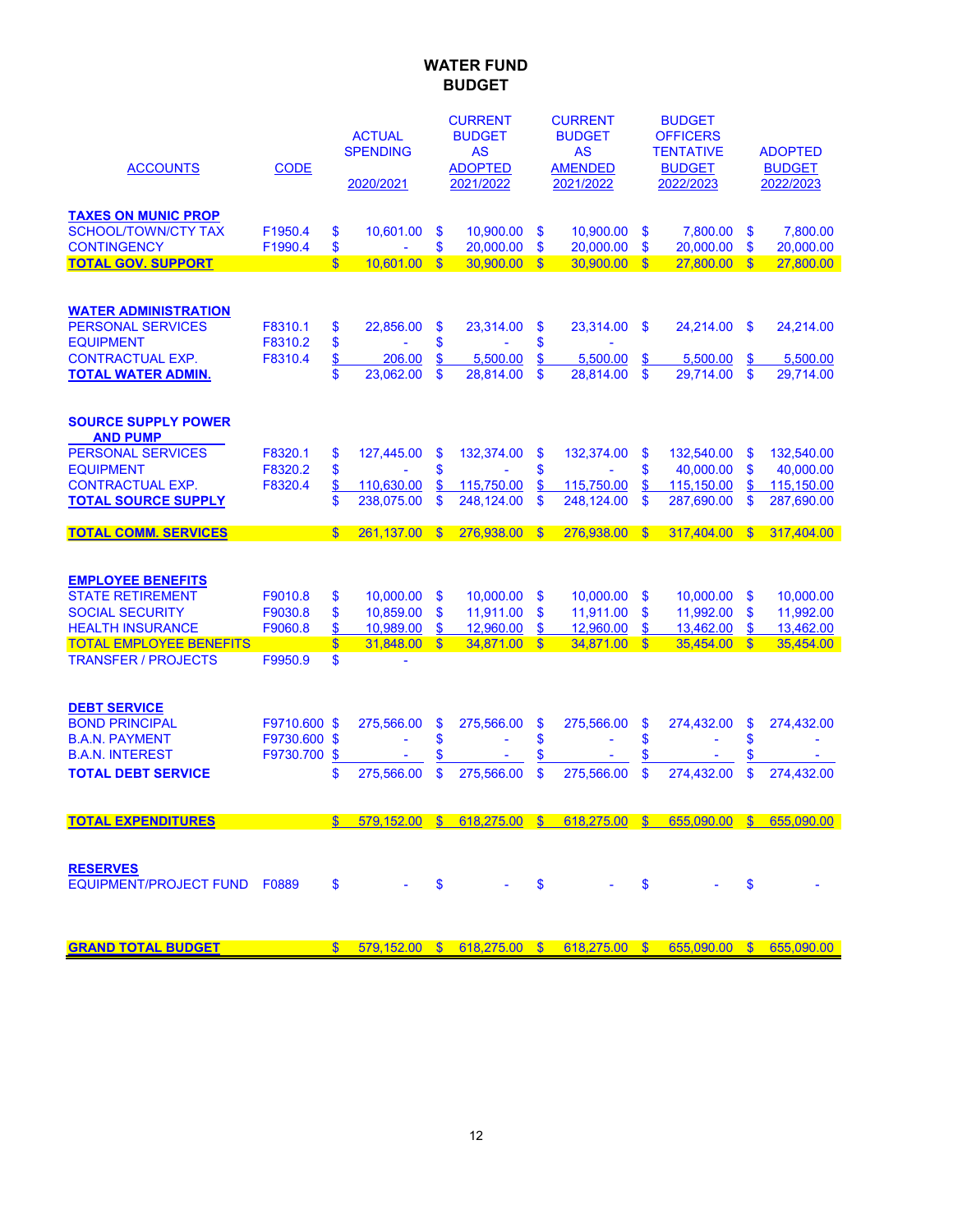# WATER FUND
# BUDGET

| ACCOUNTS | CODE | ACTUAL SPENDING 2020/2021 | CURRENT BUDGET AS ADOPTED 2021/2022 | CURRENT BUDGET AS AMENDED 2021/2022 | BUDGET OFFICERS TENTATIVE BUDGET 2022/2023 | ADOPTED BUDGET 2022/2023 |
|---|---|---|---|---|---|---|
| **TAXES ON MUNIC PROP** | | | | | | |
| SCHOOL/TOWN/CTY TAX | F1950.4 | $ 10,601.00 | $ 10,900.00 | $ 10,900.00 | $ 7,800.00 | $ 7,800.00 |
| CONTINGENCY | F1990.4 | $ - | $ 20,000.00 | $ 20,000.00 | $ 20,000.00 | $ 20,000.00 |
| **TOTAL GOV. SUPPORT** | | $ 10,601.00 | $ 30,900.00 | $ 30,900.00 | $ 27,800.00 | $ 27,800.00 |
| **WATER ADMINISTRATION** | | | | | | |
| PERSONAL SERVICES | F8310.1 | $ 22,856.00 | $ 23,314.00 | $ 23,314.00 | $ 24,214.00 | $ 24,214.00 |
| EQUIPMENT | F8310.2 | $ - | $ - | $ - | | |
| CONTRACTUAL EXP. | F8310.4 | $ 206.00 | $ 5,500.00 | $ 5,500.00 | $ 5,500.00 | $ 5,500.00 |
| **TOTAL WATER ADMIN.** | | $ 23,062.00 | $ 28,814.00 | $ 28,814.00 | $ 29,714.00 | $ 29,714.00 |
| **SOURCE SUPPLY POWER AND PUMP** | | | | | | |
| PERSONAL SERVICES | F8320.1 | $ 127,445.00 | $ 132,374.00 | $ 132,374.00 | $ 132,540.00 | $ 132,540.00 |
| EQUIPMENT | F8320.2 | $ - | $ - | $ - | $ 40,000.00 | $ 40,000.00 |
| CONTRACTUAL EXP. | F8320.4 | $ 110,630.00 | $ 115,750.00 | $ 115,750.00 | $ 115,150.00 | $ 115,150.00 |
| **TOTAL SOURCE SUPPLY** | | $ 238,075.00 | $ 248,124.00 | $ 248,124.00 | $ 287,690.00 | $ 287,690.00 |
| **TOTAL COMM. SERVICES** | | $ 261,137.00 | $ 276,938.00 | $ 276,938.00 | $ 317,404.00 | $ 317,404.00 |
| **EMPLOYEE BENEFITS** | | | | | | |
| STATE RETIREMENT | F9010.8 | $ 10,000.00 | $ 10,000.00 | $ 10,000.00 | $ 10,000.00 | $ 10,000.00 |
| SOCIAL SECURITY | F9030.8 | $ 10,859.00 | $ 11,911.00 | $ 11,911.00 | $ 11,992.00 | $ 11,992.00 |
| HEALTH INSURANCE | F9060.8 | $ 10,989.00 | $ 12,960.00 | $ 12,960.00 | $ 13,462.00 | $ 13,462.00 |
| TOTAL EMPLOYEE BENEFITS | | $ 31,848.00 | $ 34,871.00 | $ 34,871.00 | $ 35,454.00 | $ 35,454.00 |
| TRANSFER / PROJECTS | F9950.9 | $ - | | | | |
| **DEBT SERVICE** | | | | | | |
| BOND PRINCIPAL | F9710.600 | $ 275,566.00 | $ 275,566.00 | $ 275,566.00 | $ 274,432.00 | $ 274,432.00 |
| B.A.N. PAYMENT | F9730.600 | $ - | $ - | $ - | $ - | $ - |
| B.A.N. INTEREST | F9730.700 | $ - | $ - | $ - | $ - | $ - |
| **TOTAL DEBT SERVICE** | | $ 275,566.00 | $ 275,566.00 | $ 275,566.00 | $ 274,432.00 | $ 274,432.00 |
| **TOTAL EXPENDITURES** | | $ 579,152.00 | $ 618,275.00 | $ 618,275.00 | $ 655,090.00 | $ 655,090.00 |
| **RESERVES** | | | | | | |
| EQUIPMENT/PROJECT FUND | F0889 | $ - | $ - | $ - | $ - | $ - |
| **GRAND TOTAL BUDGET** | | $ 579,152.00 | $ 618,275.00 | $ 618,275.00 | $ 655,090.00 | $ 655,090.00 |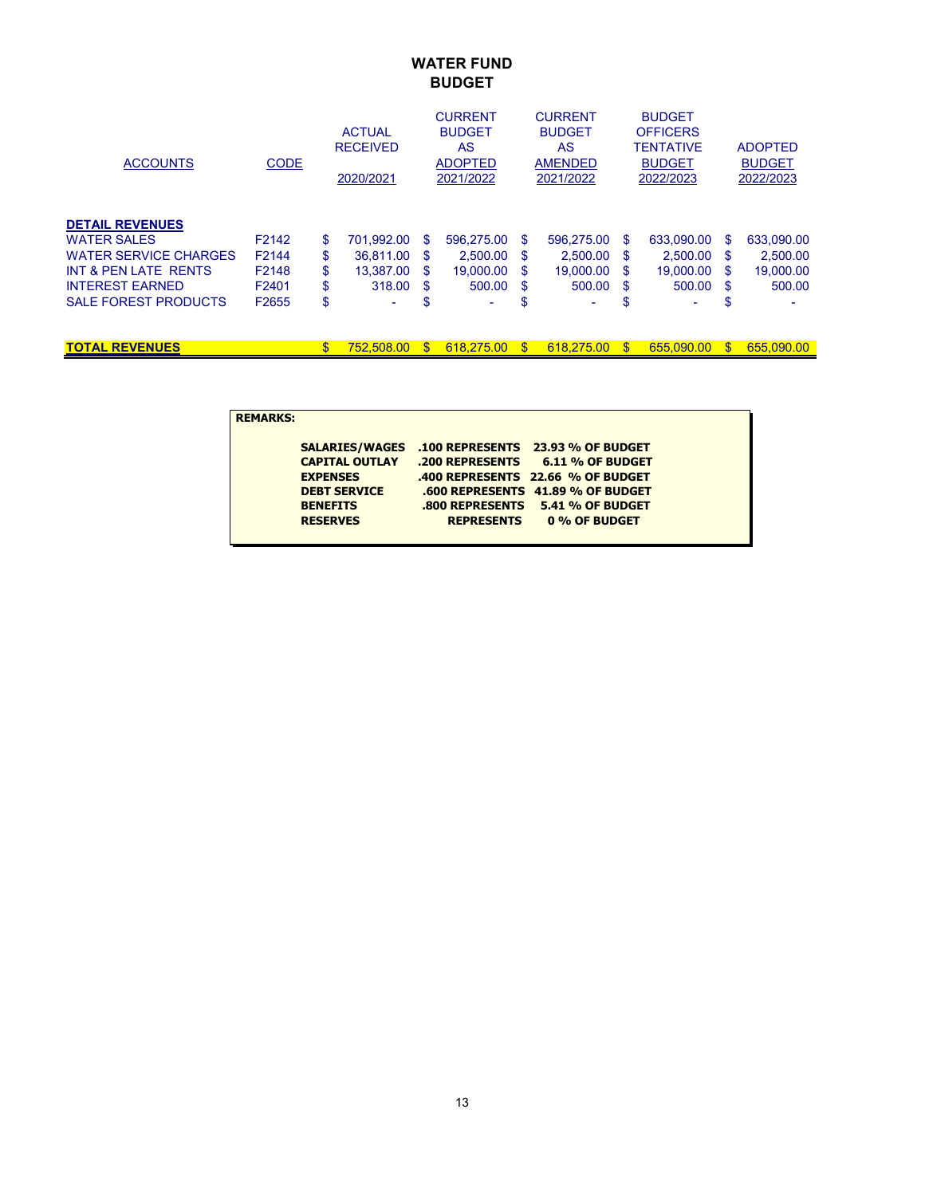# WATER FUND
## BUDGET

| ACCOUNTS | CODE | ACTUAL RECEIVED 2020/2021 | CURRENT BUDGET AS ADOPTED 2021/2022 | CURRENT BUDGET AS AMENDED 2021/2022 | BUDGET OFFICERS TENTATIVE BUDGET 2022/2023 | ADOPTED BUDGET 2022/2023 |
|---|---|---|---|---|---|---|
| **DETAIL REVENUES** | | | | | | |
| WATER SALES | F2142 | $ 701,992.00 | $ 596,275.00 | $ 596,275.00 | $ 633,090.00 | $ 633,090.00 |
| WATER SERVICE CHARGES | F2144 | $ 36,811.00 | $ 2,500.00 | $ 2,500.00 | $ 2,500.00 | $ 2,500.00 |
| INT & PEN LATE RENTS | F2148 | $ 13,387.00 | $ 19,000.00 | $ 19,000.00 | $ 19,000.00 | $ 19,000.00 |
| INTEREST EARNED | F2401 | $ 318.00 | $ 500.00 | $ 500.00 | $ 500.00 | $ 500.00 |
| SALE FOREST PRODUCTS | F2655 | $ - | $ - | $ - | $ - | $ - |
| **TOTAL REVENUES** | | $ 752,508.00 | $ 618,275.00 | $ 618,275.00 | $ 655,090.00 | $ 655,090.00 |

**REMARKS:**

| | | |
|---|---|---|
| **SALARIES/WAGES** | **.100 REPRESENTS** | **23.93 % OF BUDGET** |
| **CAPITAL OUTLAY** | **.200 REPRESENTS** | **6.11 % OF BUDGET** |
| **EXPENSES** | **.400 REPRESENTS** | **22.66 % OF BUDGET** |
| **DEBT SERVICE** | **.600 REPRESENTS** | **41.89 % OF BUDGET** |
| **BENEFITS** | **.800 REPRESENTS** | **5.41 % OF BUDGET** |
| **RESERVES** | **REPRESENTS** | **0 % OF BUDGET** |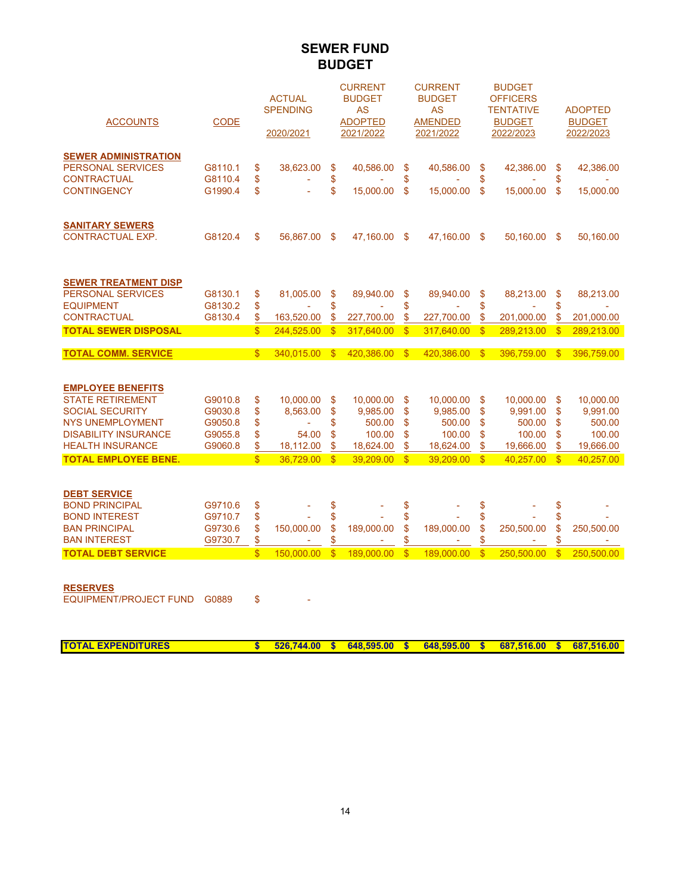# SEWER FUND
# BUDGET

| ACCOUNTS | CODE | ACTUAL SPENDING 2020/2021 | CURRENT BUDGET AS ADOPTED 2021/2022 | CURRENT BUDGET AS AMENDED 2021/2022 | BUDGET OFFICERS TENTATIVE BUDGET 2022/2023 | ADOPTED BUDGET 2022/2023 |
|---|---|---|---|---|---|---|
| **SEWER ADMINISTRATION** | | | | | | |
| PERSONAL SERVICES | G8110.1 | $ 38,623.00 | $ 40,586.00 | $ 40,586.00 | $ 42,386.00 | $ 42,386.00 |
| CONTRACTUAL | G8110.4 | $ - | $ - | $ - | $ - | $ - |
| CONTINGENCY | G1990.4 | $ - | $ 15,000.00 | $ 15,000.00 | $ 15,000.00 | $ 15,000.00 |
| **SANITARY SEWERS** | | | | | | |
| CONTRACTUAL EXP. | G8120.4 | $ 56,867.00 | $ 47,160.00 | $ 47,160.00 | $ 50,160.00 | $ 50,160.00 |
| **SEWER TREATMENT DISP** | | | | | | |
| PERSONAL SERVICES | G8130.1 | $ 81,005.00 | $ 89,940.00 | $ 89,940.00 | $ 88,213.00 | $ 88,213.00 |
| EQUIPMENT | G8130.2 | $ - | $ - | $ - | $ - | $ - |
| CONTRACTUAL | G8130.4 | $ 163,520.00 | $ 227,700.00 | $ 227,700.00 | $ 201,000.00 | $ 201,000.00 |
| **TOTAL SEWER DISPOSAL** | | $ 244,525.00 | $ 317,640.00 | $ 317,640.00 | $ 289,213.00 | $ 289,213.00 |
| **TOTAL COMM. SERVICE** | | $ 340,015.00 | $ 420,386.00 | $ 420,386.00 | $ 396,759.00 | $ 396,759.00 |
| **EMPLOYEE BENEFITS** | | | | | | |
| STATE RETIREMENT | G9010.8 | $ 10,000.00 | $ 10,000.00 | $ 10,000.00 | $ 10,000.00 | $ 10,000.00 |
| SOCIAL SECURITY | G9030.8 | $ 8,563.00 | $ 9,985.00 | $ 9,985.00 | $ 9,991.00 | $ 9,991.00 |
| NYS UNEMPLOYMENT | G9050.8 | $ - | $ 500.00 | $ 500.00 | $ 500.00 | $ 500.00 |
| DISABILITY INSURANCE | G9055.8 | $ 54.00 | $ 100.00 | $ 100.00 | $ 100.00 | $ 100.00 |
| HEALTH INSURANCE | G9060.8 | $ 18,112.00 | $ 18,624.00 | $ 18,624.00 | $ 19,666.00 | $ 19,666.00 |
| **TOTAL EMPLOYEE BENE.** | | $ 36,729.00 | $ 39,209.00 | $ 39,209.00 | $ 40,257.00 | $ 40,257.00 |
| **DEBT SERVICE** | | | | | | |
| BOND PRINCIPAL | G9710.6 | $ - | $ - | $ - | $ - | $ - |
| BOND INTEREST | G9710.7 | $ - | $ - | $ - | $ - | $ - |
| BAN PRINCIPAL | G9730.6 | $ 150,000.00 | $ 189,000.00 | $ 189,000.00 | $ 250,500.00 | $ 250,500.00 |
| BAN INTEREST | G9730.7 | $ - | $ - | $ - | $ - | $ - |
| **TOTAL DEBT SERVICE** | | $ 150,000.00 | $ 189,000.00 | $ 189,000.00 | $ 250,500.00 | $ 250,500.00 |
| **RESERVES** | | | | | | |
| EQUIPMENT/PROJECT FUND | G0889 | $ - | | | | |
| **TOTAL EXPENDITURES** | | **$ 526,744.00** | **$ 648,595.00** | **$ 648,595.00** | **$ 687,516.00** | **$ 687,516.00** |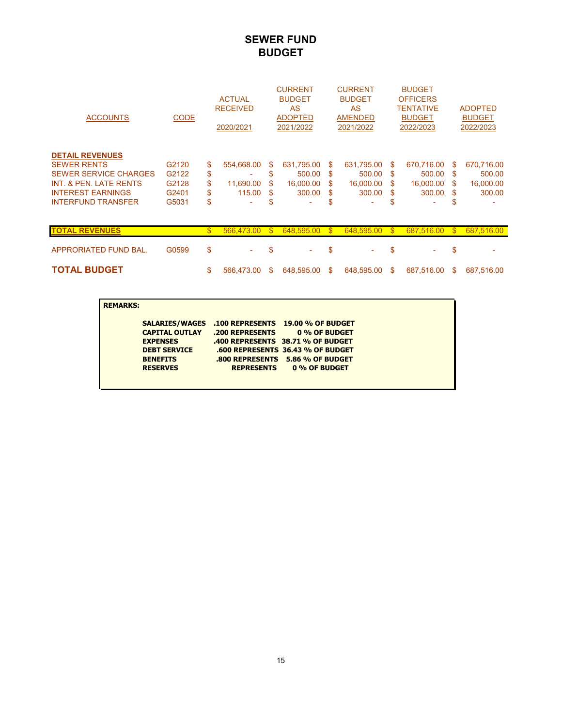# SEWER FUND
# BUDGET

| ACCOUNTS | CODE | ACTUAL RECEIVED 2020/2021 | CURRENT BUDGET AS ADOPTED 2021/2022 | CURRENT BUDGET AS AMENDED 2021/2022 | BUDGET OFFICERS TENTATIVE BUDGET 2022/2023 | ADOPTED BUDGET 2022/2023 |
|---|---|---|---|---|---|---|
| **DETAIL REVENUES** | | | | | | |
| SEWER RENTS | G2120 | $ 554,668.00 | $ 631,795.00 | $ 631,795.00 | $ 670,716.00 | $ 670,716.00 |
| SEWER SERVICE CHARGES | G2122 | $ - | $ 500.00 | $ 500.00 | $ 500.00 | $ 500.00 |
| INT. & PEN. LATE RENTS | G2128 | $ 11,690.00 | $ 16,000.00 | $ 16,000.00 | $ 16,000.00 | $ 16,000.00 |
| INTEREST EARNINGS | G2401 | $ 115.00 | $ 300.00 | $ 300.00 | $ 300.00 | $ 300.00 |
| INTERFUND TRANSFER | G5031 | $ - | $ - | $ - | $ - | $ - |
| **TOTAL REVENUES** | | $ 566,473.00 | $ 648,595.00 | $ 648,595.00 | $ 687,516.00 | $ 687,516.00 |
| APPRORIATED FUND BAL. | G0599 | $ - | $ - | $ - | $ - | $ - |
| **TOTAL BUDGET** | | $ 566,473.00 | $ 648,595.00 | $ 648,595.00 | $ 687,516.00 | $ 687,516.00 |

**REMARKS:**

| | | |
|---|---|---|
| **SALARIES/WAGES** | **.100 REPRESENTS** | **19.00 % OF BUDGET** |
| **CAPITAL OUTLAY** | **.200 REPRESENTS** | **0 % OF BUDGET** |
| **EXPENSES** | **.400 REPRESENTS** | **38.71 % OF BUDGET** |
| **DEBT SERVICE** | **.600 REPRESENTS** | **36.43 % OF BUDGET** |
| **BENEFITS** | **.800 REPRESENTS** | **5.86 % OF BUDGET** |
| **RESERVES** | **REPRESENTS** | **0 % OF BUDGET** |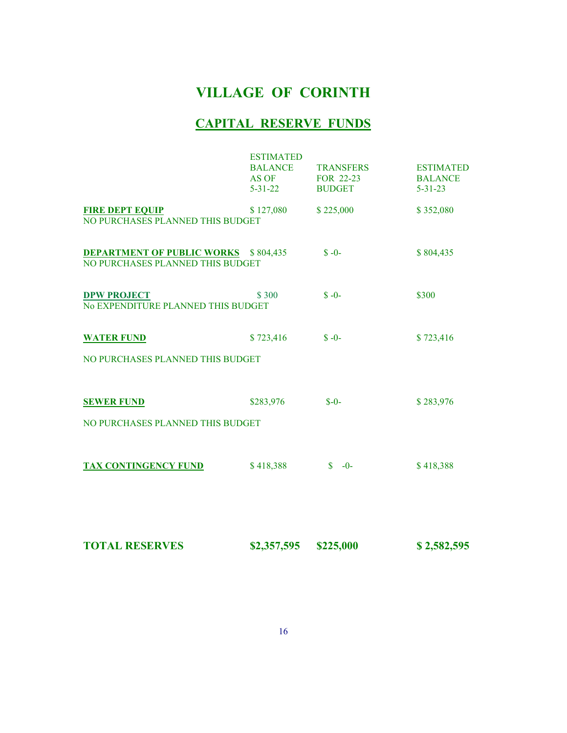# VILLAGE OF CORINTH

## CAPITAL RESERVE FUNDS

| | ESTIMATED BALANCE AS OF 5-31-22 | TRANSFERS FOR 22-23 BUDGET | ESTIMATED BALANCE 5-31-23 |
|---|---|---|---|
| **FIRE DEPT EQUIP** | $ 127,080 | $ 225,000 | $ 352,080 |
| NO PURCHASES PLANNED THIS BUDGET | | | |
| **DEPARTMENT OF PUBLIC WORKS** | $ 804,435 | $ -0- | $ 804,435 |
| NO PURCHASES PLANNED THIS BUDGET | | | |
| **DPW PROJECT** | $ 300 | $ -0- | $300 |
| No EXPENDITURE PLANNED THIS BUDGET | | | |
| **WATER FUND** | $ 723,416 | $ -0- | $ 723,416 |
| NO PURCHASES PLANNED THIS BUDGET | | | |
| **SEWER FUND** | $283,976 | $-0- | $ 283,976 |
| NO PURCHASES PLANNED THIS BUDGET | | | |
| **TAX CONTINGENCY FUND** | $ 418,388 | $ -0- | $ 418,388 |
| **TOTAL RESERVES** | **$2,357,595** | **$225,000** | **$ 2,582,595** |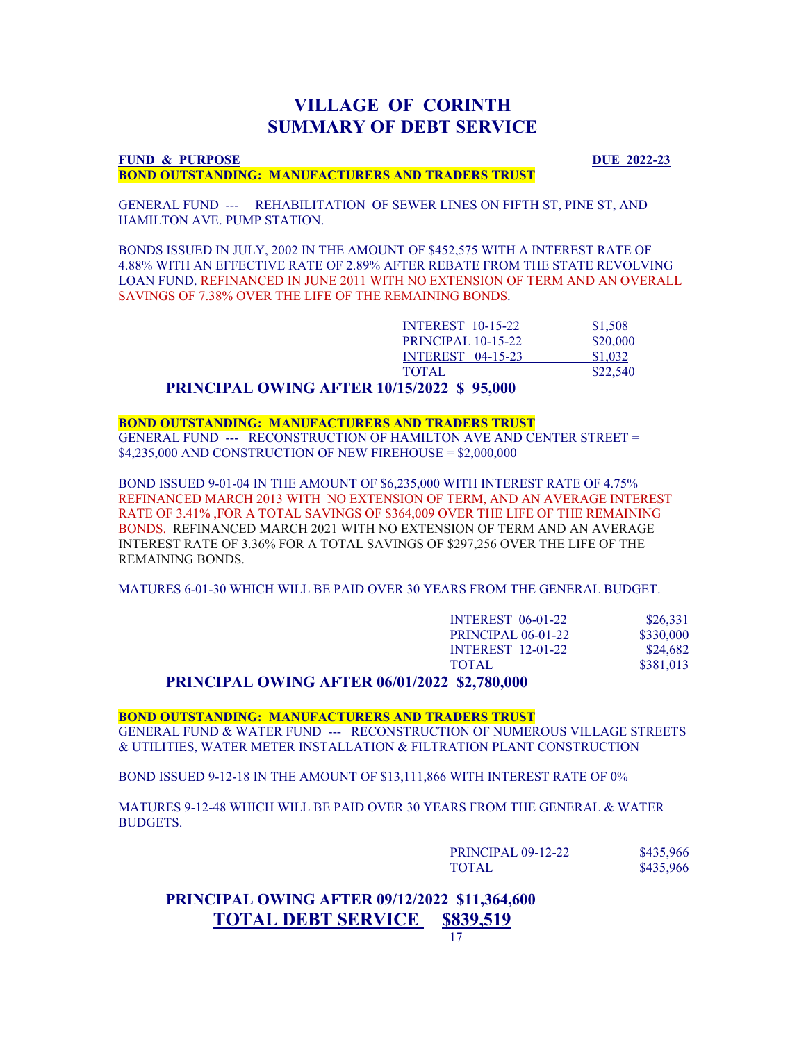# VILLAGE OF CORINTH
# SUMMARY OF DEBT SERVICE

**FUND & PURPOSE** **DUE 2022-23**

**BOND OUTSTANDING: MANUFACTURERS AND TRADERS TRUST**

GENERAL FUND --- REHABILITATION OF SEWER LINES ON FIFTH ST, PINE ST, AND HAMILTON AVE. PUMP STATION.

BONDS ISSUED IN JULY, 2002 IN THE AMOUNT OF $452,575 WITH A INTEREST RATE OF 4.88% WITH AN EFFECTIVE RATE OF 2.89% AFTER REBATE FROM THE STATE REVOLVING LOAN FUND. REFINANCED IN JUNE 2011 WITH NO EXTENSION OF TERM AND AN OVERALL SAVINGS OF 7.38% OVER THE LIFE OF THE REMAINING BONDS.

| | |
|---|---|
| INTEREST 10-15-22 | $1,508 |
| PRINCIPAL 10-15-22 | $20,000 |
| INTEREST 04-15-23 | $1,032 |
| TOTAL | $22,540 |

**PRINCIPAL OWING AFTER 10/15/2022 $ 95,000**

**BOND OUTSTANDING: MANUFACTURERS AND TRADERS TRUST**

GENERAL FUND --- RECONSTRUCTION OF HAMILTON AVE AND CENTER STREET = $4,235,000 AND CONSTRUCTION OF NEW FIREHOUSE = $2,000,000

BOND ISSUED 9-01-04 IN THE AMOUNT OF $6,235,000 WITH INTEREST RATE OF 4.75% REFINANCED MARCH 2013 WITH NO EXTENSION OF TERM, AND AN AVERAGE INTEREST RATE OF 3.41% ,FOR A TOTAL SAVINGS OF $364,009 OVER THE LIFE OF THE REMAINING BONDS. REFINANCED MARCH 2021 WITH NO EXTENSION OF TERM AND AN AVERAGE INTEREST RATE OF 3.36% FOR A TOTAL SAVINGS OF $297,256 OVER THE LIFE OF THE REMAINING BONDS.

MATURES 6-01-30 WHICH WILL BE PAID OVER 30 YEARS FROM THE GENERAL BUDGET.

| | |
|---|---|
| INTEREST 06-01-22 | $26,331 |
| PRINCIPAL 06-01-22 | $330,000 |
| INTEREST 12-01-22 | $24,682 |
| TOTAL | $381,013 |

**PRINCIPAL OWING AFTER 06/01/2022 $2,780,000**

**BOND OUTSTANDING: MANUFACTURERS AND TRADERS TRUST**

GENERAL FUND & WATER FUND --- RECONSTRUCTION OF NUMEROUS VILLAGE STREETS & UTILITIES, WATER METER INSTALLATION & FILTRATION PLANT CONSTRUCTION

BOND ISSUED 9-12-18 IN THE AMOUNT OF $13,111,866 WITH INTEREST RATE OF 0%

MATURES 9-12-48 WHICH WILL BE PAID OVER 30 YEARS FROM THE GENERAL & WATER BUDGETS.

| | |
|---|---|
| PRINCIPAL 09-12-22 | $435,966 |
| TOTAL | $435,966 |

**PRINCIPAL OWING AFTER 09/12/2022 $11,364,600**

**TOTAL DEBT SERVICE $839,519**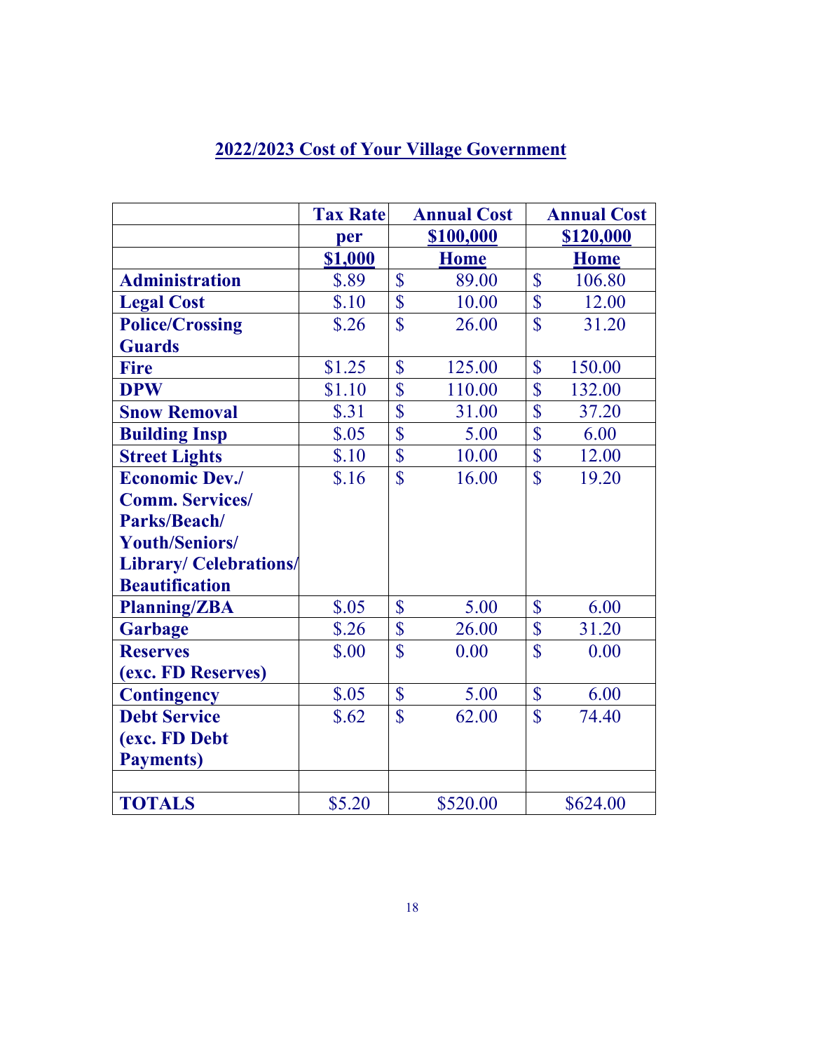## 2022/2023 Cost of Your Village Government

| | Tax Rate per $1,000 | Annual Cost $100,000 Home | Annual Cost $120,000 Home |
|---|---|---|---|
| **Administration** | $.89 | $ 89.00 | $ 106.80 |
| **Legal Cost** | $.10 | $ 10.00 | $ 12.00 |
| **Police/Crossing Guards** | $.26 | $ 26.00 | $ 31.20 |
| **Fire** | $1.25 | $ 125.00 | $ 150.00 |
| **DPW** | $1.10 | $ 110.00 | $ 132.00 |
| **Snow Removal** | $.31 | $ 31.00 | $ 37.20 |
| **Building Insp** | $.05 | $ 5.00 | $ 6.00 |
| **Street Lights** | $.10 | $ 10.00 | $ 12.00 |
| **Economic Dev./ Comm. Services/ Parks/Beach/ Youth/Seniors/ Library/ Celebrations/ Beautification** | $.16 | $ 16.00 | $ 19.20 |
| **Planning/ZBA** | $.05 | $ 5.00 | $ 6.00 |
| **Garbage** | $.26 | $ 26.00 | $ 31.20 |
| **Reserves (exc. FD Reserves)** | $.00 | $ 0.00 | $ 0.00 |
| **Contingency** | $.05 | $ 5.00 | $ 6.00 |
| **Debt Service (exc. FD Debt Payments)** | $.62 | $ 62.00 | $ 74.40 |
| | | | |
| **TOTALS** | $5.20 | $520.00 | $624.00 |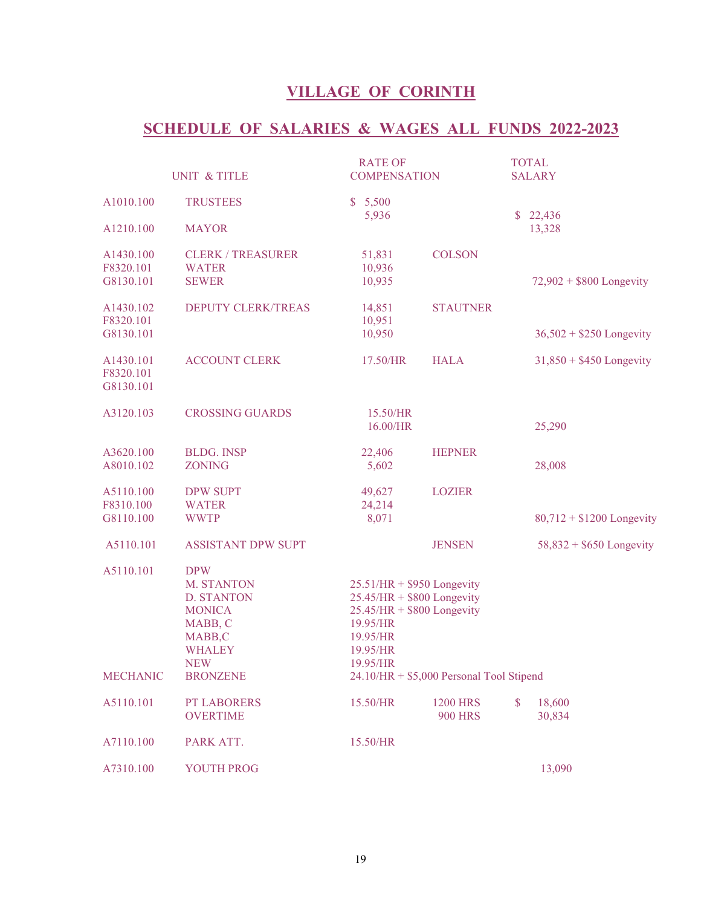# VILLAGE OF CORINTH

## SCHEDULE OF SALARIES & WAGES ALL FUNDS 2022-2023

| | UNIT & TITLE | RATE OF COMPENSATION | | TOTAL SALARY |
|---|---|---|---|---|
| A1010.100 | TRUSTEES | $ 5,500<br>5,936 | | $ 22,436 |
| A1210.100 | MAYOR | | | 13,328 |
| A1430.100 | CLERK / TREASURER | 51,831 | COLSON | |
| F8320.101 | WATER | 10,936 | | |
| G8130.101 | SEWER | 10,935 | | 72,902 + $800 Longevity |
| A1430.102 | DEPUTY CLERK/TREAS | 14,851 | STAUTNER | |
| F8320.101 | | 10,951 | | |
| G8130.101 | | 10,950 | | 36,502 + $250 Longevity |
| A1430.101<br>F8320.101<br>G8130.101 | ACCOUNT CLERK | 17.50/HR | HALA | 31,850 + $450 Longevity |
| A3120.103 | CROSSING GUARDS | 15.50/HR<br>16.00/HR | | 25,290 |
| A3620.100 | BLDG. INSP | 22,406 | HEPNER | |
| A8010.102 | ZONING | 5,602 | | 28,008 |
| A5110.100 | DPW SUPT | 49,627 | LOZIER | |
| F8310.100 | WATER | 24,214 | | |
| G8110.100 | WWTP | 8,071 | | 80,712 + $1200 Longevity |
| A5110.101 | ASSISTANT DPW SUPT | | JENSEN | 58,832 + $650 Longevity |
| A5110.101 | DPW | | | |
| | M. STANTON | 25.51/HR + $950 Longevity | | |
| | D. STANTON | 25.45/HR + $800 Longevity | | |
| | MONICA | 25.45/HR + $800 Longevity | | |
| | MABB, C | 19.95/HR | | |
| | MABB,C | 19.95/HR | | |
| | WHALEY | 19.95/HR | | |
| | NEW | 19.95/HR | | |
| MECHANIC | BRONZENE | 24.10/HR + $5,000 Personal Tool Stipend | | |
| A5110.101 | PT LABORERS | 15.50/HR | 1200 HRS | $ 18,600 |
| | OVERTIME | | 900 HRS | 30,834 |
| A7110.100 | PARK ATT. | 15.50/HR | | |
| A7310.100 | YOUTH PROG | | | 13,090 |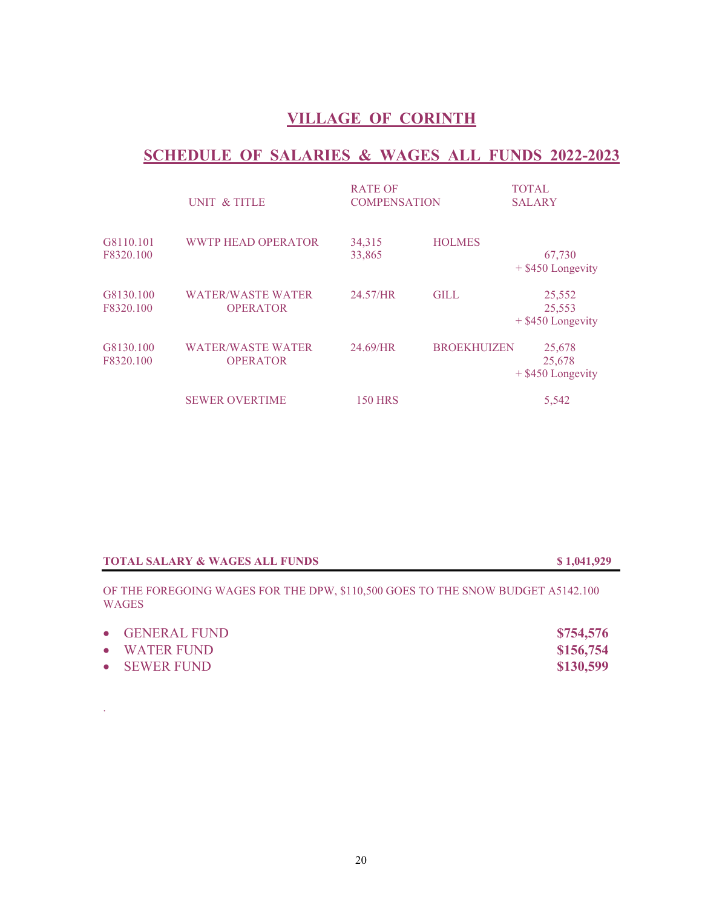# VILLAGE OF CORINTH

## SCHEDULE OF SALARIES & WAGES ALL FUNDS 2022-2023

| | UNIT & TITLE | RATE OF COMPENSATION | | TOTAL SALARY |
|---|---|---|---|---|
| G8110.101<br>F8320.100 | WWTP HEAD OPERATOR | 34,315<br>33,865 | HOLMES | 67,730<br>+ $450 Longevity |
| G8130.100<br>F8320.100 | WATER/WASTE WATER OPERATOR | 24.57/HR | GILL | 25,552<br>25,553<br>+ $450 Longevity |
| G8130.100<br>F8320.100 | WATER/WASTE WATER OPERATOR | 24.69/HR | BROEKHUIZEN | 25,678<br>25,678<br>+ $450 Longevity |
| | SEWER OVERTIME | 150 HRS | | 5,542 |

**TOTAL SALARY & WAGES ALL FUNDS** **$ 1,041,929**

OF THE FOREGOING WAGES FOR THE DPW, $110,500 GOES TO THE SNOW BUDGET A5142.100 WAGES

- GENERAL FUND **$754,576**
- WATER FUND **$156,754**
- SEWER FUND **$130,599**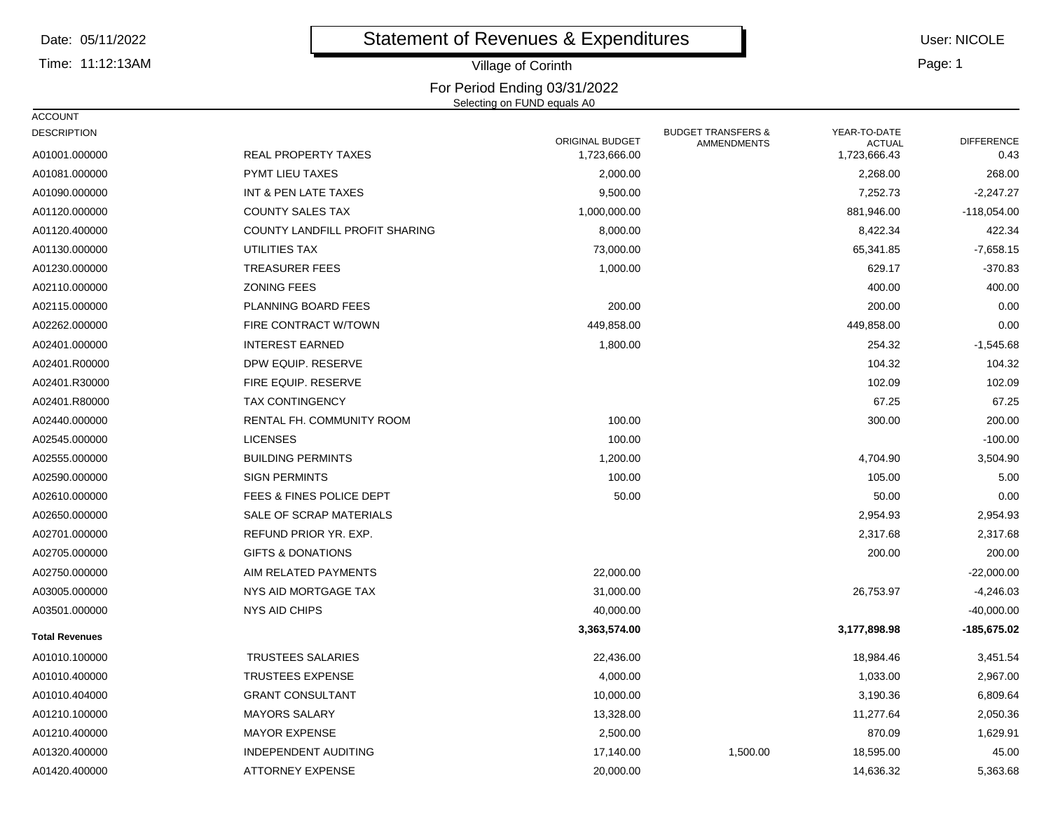# Statement of Revenues & Expenditures

Date: 05/11/2022

Time: 11:12:13AM

User: NICOLE

Village of Corinth

For Period Ending 03/31/2022

Selecting on FUND equals A0

| ACCOUNT DESCRIPTION | | ORIGINAL BUDGET | BUDGET TRANSFERS & AMMENDMENTS | YEAR-TO-DATE ACTUAL | DIFFERENCE |
|---|---|---|---|---|---|
| A01001.000000 | REAL PROPERTY TAXES | 1,723,666.00 | | 1,723,666.43 | 0.43 |
| A01081.000000 | PYMT LIEU TAXES | 2,000.00 | | 2,268.00 | 268.00 |
| A01090.000000 | INT & PEN LATE TAXES | 9,500.00 | | 7,252.73 | -2,247.27 |
| A01120.000000 | COUNTY SALES TAX | 1,000,000.00 | | 881,946.00 | -118,054.00 |
| A01120.400000 | COUNTY LANDFILL PROFIT SHARING | 8,000.00 | | 8,422.34 | 422.34 |
| A01130.000000 | UTILITIES TAX | 73,000.00 | | 65,341.85 | -7,658.15 |
| A01230.000000 | TREASURER FEES | 1,000.00 | | 629.17 | -370.83 |
| A02110.000000 | ZONING FEES | | | 400.00 | 400.00 |
| A02115.000000 | PLANNING BOARD FEES | 200.00 | | 200.00 | 0.00 |
| A02262.000000 | FIRE CONTRACT W/TOWN | 449,858.00 | | 449,858.00 | 0.00 |
| A02401.000000 | INTEREST EARNED | 1,800.00 | | 254.32 | -1,545.68 |
| A02401.R00000 | DPW EQUIP. RESERVE | | | 104.32 | 104.32 |
| A02401.R30000 | FIRE EQUIP. RESERVE | | | 102.09 | 102.09 |
| A02401.R80000 | TAX CONTINGENCY | | | 67.25 | 67.25 |
| A02440.000000 | RENTAL FH. COMMUNITY ROOM | 100.00 | | 300.00 | 200.00 |
| A02545.000000 | LICENSES | 100.00 | | | -100.00 |
| A02555.000000 | BUILDING PERMINTS | 1,200.00 | | 4,704.90 | 3,504.90 |
| A02590.000000 | SIGN PERMINTS | 100.00 | | 105.00 | 5.00 |
| A02610.000000 | FEES & FINES POLICE DEPT | 50.00 | | 50.00 | 0.00 |
| A02650.000000 | SALE OF SCRAP MATERIALS | | | 2,954.93 | 2,954.93 |
| A02701.000000 | REFUND PRIOR YR. EXP. | | | 2,317.68 | 2,317.68 |
| A02705.000000 | GIFTS & DONATIONS | | | 200.00 | 200.00 |
| A02750.000000 | AIM RELATED PAYMENTS | 22,000.00 | | | -22,000.00 |
| A03005.000000 | NYS AID MORTGAGE TAX | 31,000.00 | | 26,753.97 | -4,246.03 |
| A03501.000000 | NYS AID CHIPS | 40,000.00 | | | -40,000.00 |
| **Total Revenues** | | **3,363,574.00** | | **3,177,898.98** | **-185,675.02** |
| A01010.100000 | TRUSTEES SALARIES | 22,436.00 | | 18,984.46 | 3,451.54 |
| A01010.400000 | TRUSTEES EXPENSE | 4,000.00 | | 1,033.00 | 2,967.00 |
| A01010.404000 | GRANT CONSULTANT | 10,000.00 | | 3,190.36 | 6,809.64 |
| A01210.100000 | MAYORS SALARY | 13,328.00 | | 11,277.64 | 2,050.36 |
| A01210.400000 | MAYOR EXPENSE | 2,500.00 | | 870.09 | 1,629.91 |
| A01320.400000 | INDEPENDENT AUDITING | 17,140.00 | 1,500.00 | 18,595.00 | 45.00 |
| A01420.400000 | ATTORNEY EXPENSE | 20,000.00 | | 14,636.32 | 5,363.68 |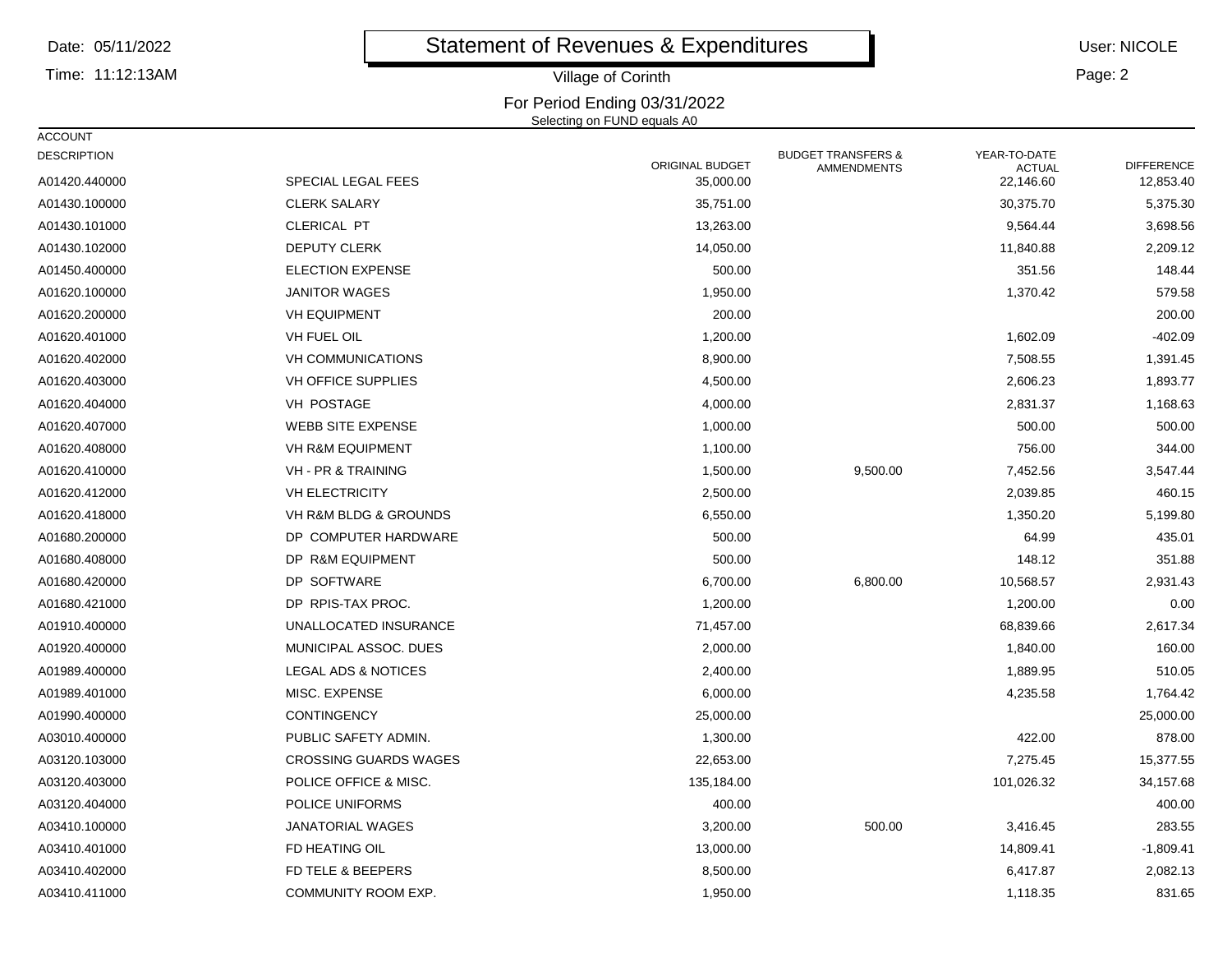# Statement of Revenues & Expenditures

Date: 05/11/2022
Time: 11:12:13AM

User: NICOLE

Village of Corinth

For Period Ending 03/31/2022

Selecting on FUND equals A0

| ACCOUNT DESCRIPTION | | ORIGINAL BUDGET | BUDGET TRANSFERS & AMMENDMENTS | YEAR-TO-DATE ACTUAL | DIFFERENCE |
|---|---|---|---|---|---|
| A01420.440000 | SPECIAL LEGAL FEES | 35,000.00 | | 22,146.60 | 12,853.40 |
| A01430.100000 | CLERK SALARY | 35,751.00 | | 30,375.70 | 5,375.30 |
| A01430.101000 | CLERICAL PT | 13,263.00 | | 9,564.44 | 3,698.56 |
| A01430.102000 | DEPUTY CLERK | 14,050.00 | | 11,840.88 | 2,209.12 |
| A01450.400000 | ELECTION EXPENSE | 500.00 | | 351.56 | 148.44 |
| A01620.100000 | JANITOR WAGES | 1,950.00 | | 1,370.42 | 579.58 |
| A01620.200000 | VH EQUIPMENT | 200.00 | | | 200.00 |
| A01620.401000 | VH FUEL OIL | 1,200.00 | | 1,602.09 | -402.09 |
| A01620.402000 | VH COMMUNICATIONS | 8,900.00 | | 7,508.55 | 1,391.45 |
| A01620.403000 | VH OFFICE SUPPLIES | 4,500.00 | | 2,606.23 | 1,893.77 |
| A01620.404000 | VH POSTAGE | 4,000.00 | | 2,831.37 | 1,168.63 |
| A01620.407000 | WEBB SITE EXPENSE | 1,000.00 | | 500.00 | 500.00 |
| A01620.408000 | VH R&M EQUIPMENT | 1,100.00 | | 756.00 | 344.00 |
| A01620.410000 | VH - PR & TRAINING | 1,500.00 | 9,500.00 | 7,452.56 | 3,547.44 |
| A01620.412000 | VH ELECTRICITY | 2,500.00 | | 2,039.85 | 460.15 |
| A01620.418000 | VH R&M BLDG & GROUNDS | 6,550.00 | | 1,350.20 | 5,199.80 |
| A01680.200000 | DP COMPUTER HARDWARE | 500.00 | | 64.99 | 435.01 |
| A01680.408000 | DP R&M EQUIPMENT | 500.00 | | 148.12 | 351.88 |
| A01680.420000 | DP SOFTWARE | 6,700.00 | 6,800.00 | 10,568.57 | 2,931.43 |
| A01680.421000 | DP RPIS-TAX PROC. | 1,200.00 | | 1,200.00 | 0.00 |
| A01910.400000 | UNALLOCATED INSURANCE | 71,457.00 | | 68,839.66 | 2,617.34 |
| A01920.400000 | MUNICIPAL ASSOC. DUES | 2,000.00 | | 1,840.00 | 160.00 |
| A01989.400000 | LEGAL ADS & NOTICES | 2,400.00 | | 1,889.95 | 510.05 |
| A01989.401000 | MISC. EXPENSE | 6,000.00 | | 4,235.58 | 1,764.42 |
| A01990.400000 | CONTINGENCY | 25,000.00 | | | 25,000.00 |
| A03010.400000 | PUBLIC SAFETY ADMIN. | 1,300.00 | | 422.00 | 878.00 |
| A03120.103000 | CROSSING GUARDS WAGES | 22,653.00 | | 7,275.45 | 15,377.55 |
| A03120.403000 | POLICE OFFICE & MISC. | 135,184.00 | | 101,026.32 | 34,157.68 |
| A03120.404000 | POLICE UNIFORMS | 400.00 | | | 400.00 |
| A03410.100000 | JANATORIAL WAGES | 3,200.00 | 500.00 | 3,416.45 | 283.55 |
| A03410.401000 | FD HEATING OIL | 13,000.00 | | 14,809.41 | -1,809.41 |
| A03410.402000 | FD TELE & BEEPERS | 8,500.00 | | 6,417.87 | 2,082.13 |
| A03410.411000 | COMMUNITY ROOM EXP. | 1,950.00 | | 1,118.35 | 831.65 |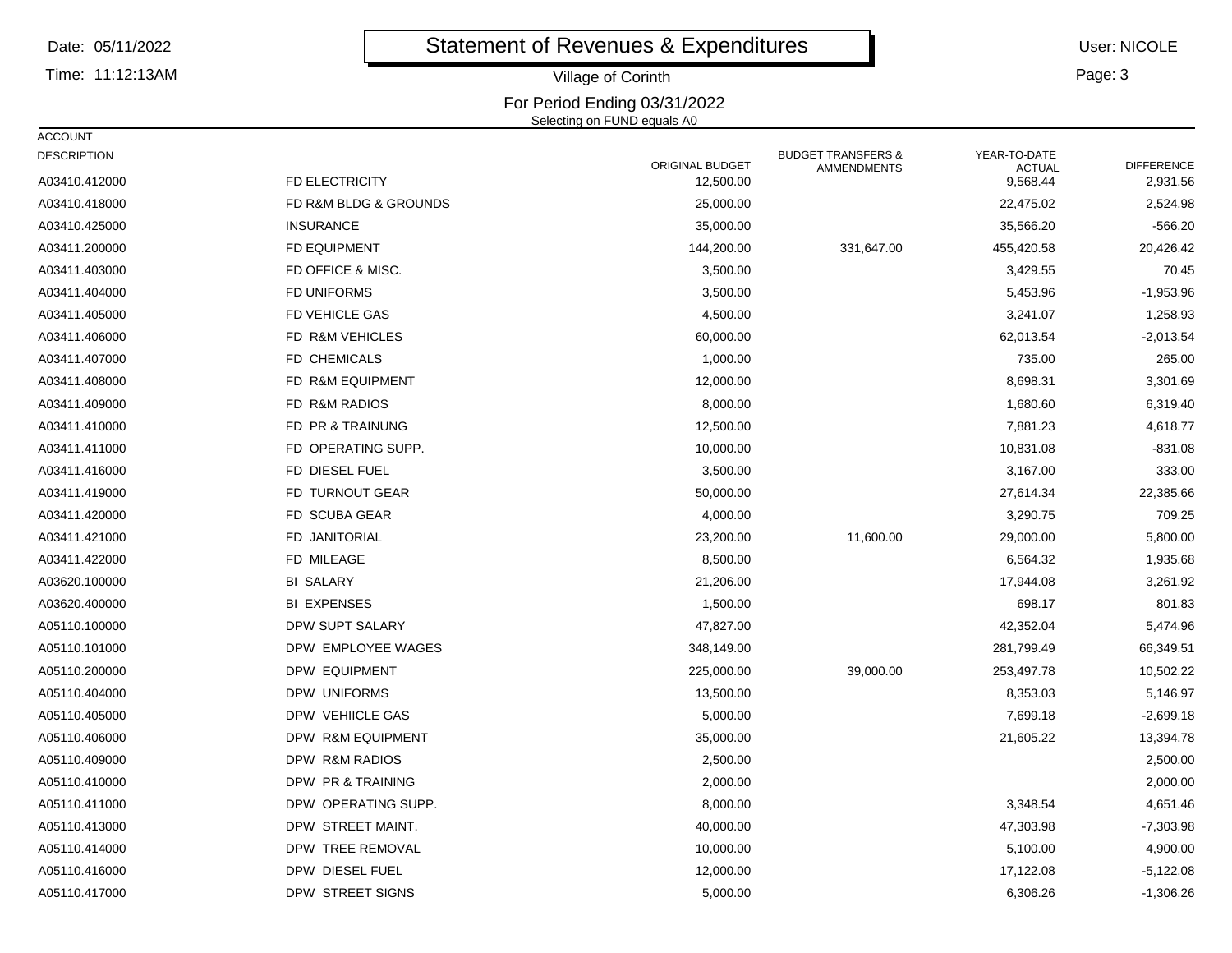# Statement of Revenues & Expenditures

Date: 05/11/2022
Time: 11:12:13AM

User: NICOLE

Village of Corinth

For Period Ending 03/31/2022

Selecting on FUND equals A0

| ACCOUNT DESCRIPTION | | ORIGINAL BUDGET | BUDGET TRANSFERS & AMMENDMENTS | YEAR-TO-DATE ACTUAL | DIFFERENCE |
|---|---|---|---|---|---|
| A03410.412000 | FD ELECTRICITY | 12,500.00 | | 9,568.44 | 2,931.56 |
| A03410.418000 | FD R&M BLDG & GROUNDS | 25,000.00 | | 22,475.02 | 2,524.98 |
| A03410.425000 | INSURANCE | 35,000.00 | | 35,566.20 | -566.20 |
| A03411.200000 | FD EQUIPMENT | 144,200.00 | 331,647.00 | 455,420.58 | 20,426.42 |
| A03411.403000 | FD OFFICE & MISC. | 3,500.00 | | 3,429.55 | 70.45 |
| A03411.404000 | FD UNIFORMS | 3,500.00 | | 5,453.96 | -1,953.96 |
| A03411.405000 | FD VEHICLE GAS | 4,500.00 | | 3,241.07 | 1,258.93 |
| A03411.406000 | FD R&M VEHICLES | 60,000.00 | | 62,013.54 | -2,013.54 |
| A03411.407000 | FD CHEMICALS | 1,000.00 | | 735.00 | 265.00 |
| A03411.408000 | FD R&M EQUIPMENT | 12,000.00 | | 8,698.31 | 3,301.69 |
| A03411.409000 | FD R&M RADIOS | 8,000.00 | | 1,680.60 | 6,319.40 |
| A03411.410000 | FD PR & TRAINUNG | 12,500.00 | | 7,881.23 | 4,618.77 |
| A03411.411000 | FD OPERATING SUPP. | 10,000.00 | | 10,831.08 | -831.08 |
| A03411.416000 | FD DIESEL FUEL | 3,500.00 | | 3,167.00 | 333.00 |
| A03411.419000 | FD TURNOUT GEAR | 50,000.00 | | 27,614.34 | 22,385.66 |
| A03411.420000 | FD SCUBA GEAR | 4,000.00 | | 3,290.75 | 709.25 |
| A03411.421000 | FD JANITORIAL | 23,200.00 | 11,600.00 | 29,000.00 | 5,800.00 |
| A03411.422000 | FD MILEAGE | 8,500.00 | | 6,564.32 | 1,935.68 |
| A03620.100000 | BI SALARY | 21,206.00 | | 17,944.08 | 3,261.92 |
| A03620.400000 | BI EXPENSES | 1,500.00 | | 698.17 | 801.83 |
| A05110.100000 | DPW SUPT SALARY | 47,827.00 | | 42,352.04 | 5,474.96 |
| A05110.101000 | DPW EMPLOYEE WAGES | 348,149.00 | | 281,799.49 | 66,349.51 |
| A05110.200000 | DPW EQUIPMENT | 225,000.00 | 39,000.00 | 253,497.78 | 10,502.22 |
| A05110.404000 | DPW UNIFORMS | 13,500.00 | | 8,353.03 | 5,146.97 |
| A05110.405000 | DPW VEHIICLE GAS | 5,000.00 | | 7,699.18 | -2,699.18 |
| A05110.406000 | DPW R&M EQUIPMENT | 35,000.00 | | 21,605.22 | 13,394.78 |
| A05110.409000 | DPW R&M RADIOS | 2,500.00 | | | 2,500.00 |
| A05110.410000 | DPW PR & TRAINING | 2,000.00 | | | 2,000.00 |
| A05110.411000 | DPW OPERATING SUPP. | 8,000.00 | | 3,348.54 | 4,651.46 |
| A05110.413000 | DPW STREET MAINT. | 40,000.00 | | 47,303.98 | -7,303.98 |
| A05110.414000 | DPW TREE REMOVAL | 10,000.00 | | 5,100.00 | 4,900.00 |
| A05110.416000 | DPW DIESEL FUEL | 12,000.00 | | 17,122.08 | -5,122.08 |
| A05110.417000 | DPW STREET SIGNS | 5,000.00 | | 6,306.26 | -1,306.26 |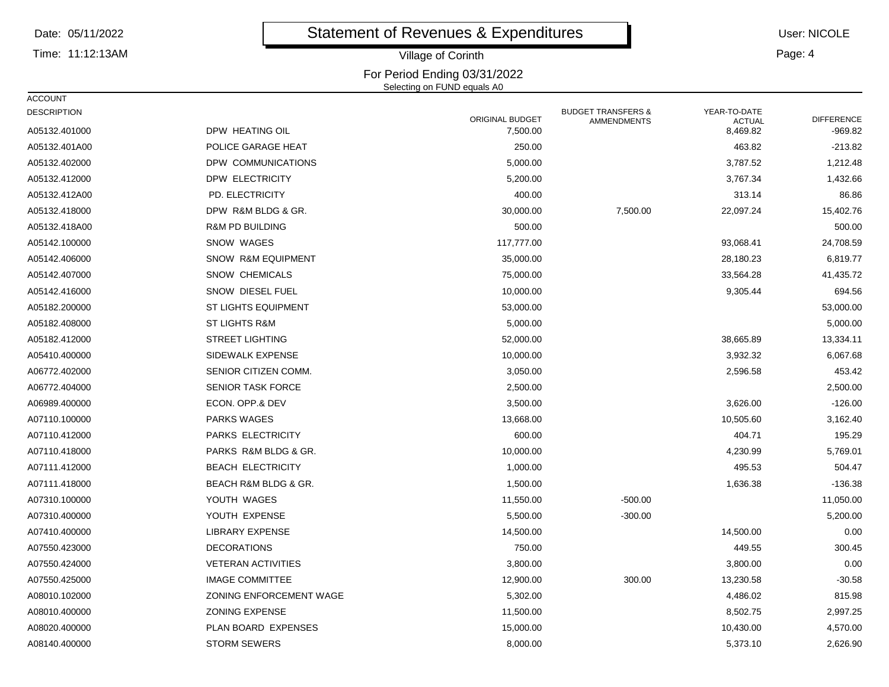# Statement of Revenues & Expenditures

Date: 05/11/2022
Time: 11:12:13AM

Village of Corinth

For Period Ending 03/31/2022

Selecting on FUND equals A0

User: NICOLE

| ACCOUNT DESCRIPTION | | ORIGINAL BUDGET | BUDGET TRANSFERS & AMMENDMENTS | YEAR-TO-DATE ACTUAL | DIFFERENCE |
|---|---|---|---|---|---|
| A05132.401000 | DPW HEATING OIL | 7,500.00 | | 8,469.82 | -969.82 |
| A05132.401A00 | POLICE GARAGE HEAT | 250.00 | | 463.82 | -213.82 |
| A05132.402000 | DPW COMMUNICATIONS | 5,000.00 | | 3,787.52 | 1,212.48 |
| A05132.412000 | DPW ELECTRICITY | 5,200.00 | | 3,767.34 | 1,432.66 |
| A05132.412A00 | PD. ELECTRICITY | 400.00 | | 313.14 | 86.86 |
| A05132.418000 | DPW R&M BLDG & GR. | 30,000.00 | 7,500.00 | 22,097.24 | 15,402.76 |
| A05132.418A00 | R&M PD BUILDING | 500.00 | | | 500.00 |
| A05142.100000 | SNOW WAGES | 117,777.00 | | 93,068.41 | 24,708.59 |
| A05142.406000 | SNOW R&M EQUIPMENT | 35,000.00 | | 28,180.23 | 6,819.77 |
| A05142.407000 | SNOW CHEMICALS | 75,000.00 | | 33,564.28 | 41,435.72 |
| A05142.416000 | SNOW DIESEL FUEL | 10,000.00 | | 9,305.44 | 694.56 |
| A05182.200000 | ST LIGHTS EQUIPMENT | 53,000.00 | | | 53,000.00 |
| A05182.408000 | ST LIGHTS R&M | 5,000.00 | | | 5,000.00 |
| A05182.412000 | STREET LIGHTING | 52,000.00 | | 38,665.89 | 13,334.11 |
| A05410.400000 | SIDEWALK EXPENSE | 10,000.00 | | 3,932.32 | 6,067.68 |
| A06772.402000 | SENIOR CITIZEN COMM. | 3,050.00 | | 2,596.58 | 453.42 |
| A06772.404000 | SENIOR TASK FORCE | 2,500.00 | | | 2,500.00 |
| A06989.400000 | ECON. OPP.& DEV | 3,500.00 | | 3,626.00 | -126.00 |
| A07110.100000 | PARKS WAGES | 13,668.00 | | 10,505.60 | 3,162.40 |
| A07110.412000 | PARKS ELECTRICITY | 600.00 | | 404.71 | 195.29 |
| A07110.418000 | PARKS R&M BLDG & GR. | 10,000.00 | | 4,230.99 | 5,769.01 |
| A07111.412000 | BEACH ELECTRICITY | 1,000.00 | | 495.53 | 504.47 |
| A07111.418000 | BEACH R&M BLDG & GR. | 1,500.00 | | 1,636.38 | -136.38 |
| A07310.100000 | YOUTH WAGES | 11,550.00 | -500.00 | | 11,050.00 |
| A07310.400000 | YOUTH EXPENSE | 5,500.00 | -300.00 | | 5,200.00 |
| A07410.400000 | LIBRARY EXPENSE | 14,500.00 | | 14,500.00 | 0.00 |
| A07550.423000 | DECORATIONS | 750.00 | | 449.55 | 300.45 |
| A07550.424000 | VETERAN ACTIVITIES | 3,800.00 | | 3,800.00 | 0.00 |
| A07550.425000 | IMAGE COMMITTEE | 12,900.00 | 300.00 | 13,230.58 | -30.58 |
| A08010.102000 | ZONING ENFORCEMENT WAGE | 5,302.00 | | 4,486.02 | 815.98 |
| A08010.400000 | ZONING EXPENSE | 11,500.00 | | 8,502.75 | 2,997.25 |
| A08020.400000 | PLAN BOARD EXPENSES | 15,000.00 | | 10,430.00 | 4,570.00 |
| A08140.400000 | STORM SEWERS | 8,000.00 | | 5,373.10 | 2,626.90 |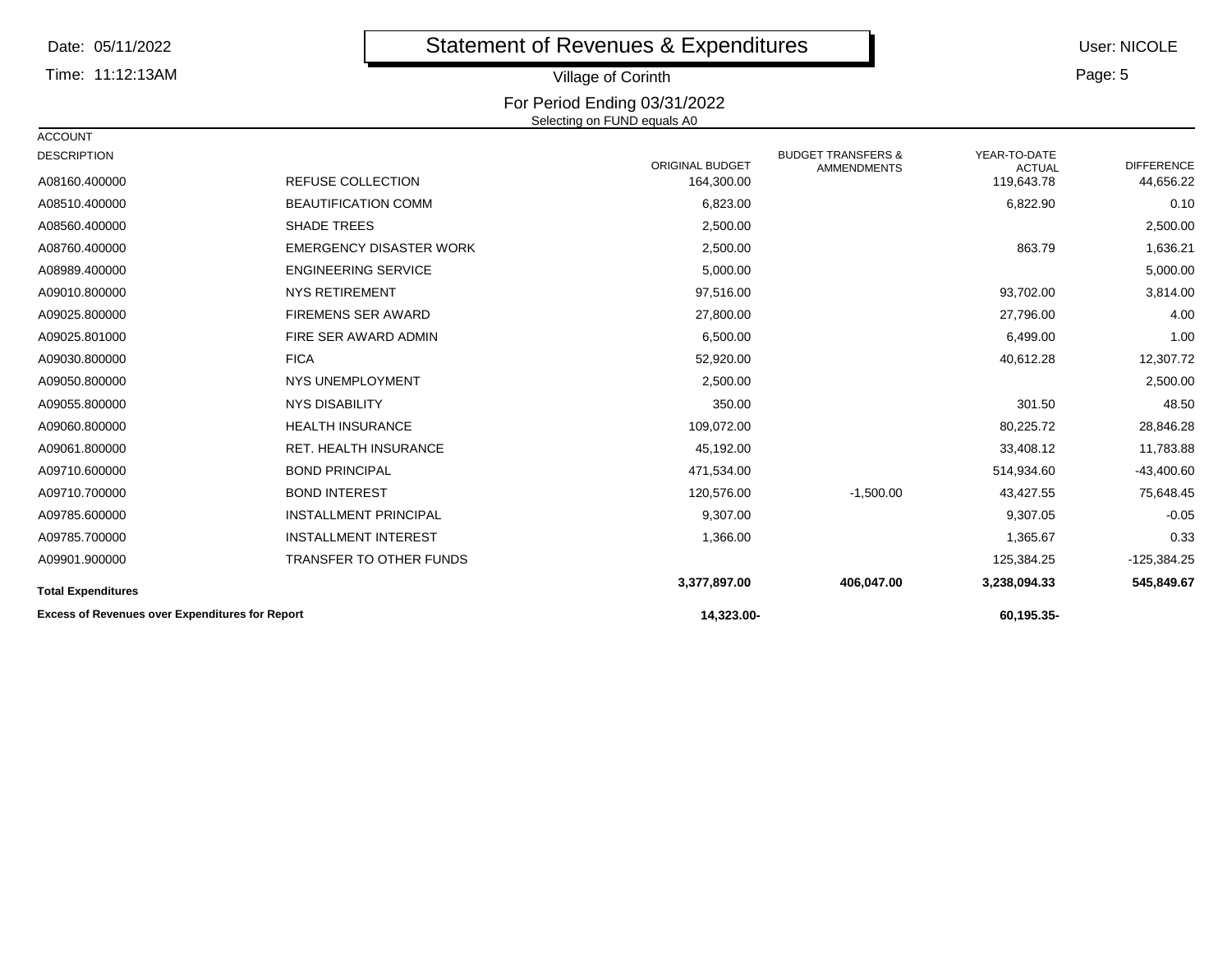# Statement of Revenues & Expenditures

Village of Corinth

For Period Ending 03/31/2022

Selecting on FUND equals A0

| ACCOUNT / DESCRIPTION | | ORIGINAL BUDGET | BUDGET TRANSFERS & AMMENDMENTS | YEAR-TO-DATE ACTUAL | DIFFERENCE |
|---|---|---|---|---|---|
| A08160.400000 | REFUSE COLLECTION | 164,300.00 | | 119,643.78 | 44,656.22 |
| A08510.400000 | BEAUTIFICATION COMM | 6,823.00 | | 6,822.90 | 0.10 |
| A08560.400000 | SHADE TREES | 2,500.00 | | | 2,500.00 |
| A08760.400000 | EMERGENCY DISASTER WORK | 2,500.00 | | 863.79 | 1,636.21 |
| A08989.400000 | ENGINEERING SERVICE | 5,000.00 | | | 5,000.00 |
| A09010.800000 | NYS RETIREMENT | 97,516.00 | | 93,702.00 | 3,814.00 |
| A09025.800000 | FIREMENS SER AWARD | 27,800.00 | | 27,796.00 | 4.00 |
| A09025.801000 | FIRE SER AWARD ADMIN | 6,500.00 | | 6,499.00 | 1.00 |
| A09030.800000 | FICA | 52,920.00 | | 40,612.28 | 12,307.72 |
| A09050.800000 | NYS UNEMPLOYMENT | 2,500.00 | | | 2,500.00 |
| A09055.800000 | NYS DISABILITY | 350.00 | | 301.50 | 48.50 |
| A09060.800000 | HEALTH INSURANCE | 109,072.00 | | 80,225.72 | 28,846.28 |
| A09061.800000 | RET. HEALTH INSURANCE | 45,192.00 | | 33,408.12 | 11,783.88 |
| A09710.600000 | BOND PRINCIPAL | 471,534.00 | | 514,934.60 | -43,400.60 |
| A09710.700000 | BOND INTEREST | 120,576.00 | -1,500.00 | 43,427.55 | 75,648.45 |
| A09785.600000 | INSTALLMENT PRINCIPAL | 9,307.00 | | 9,307.05 | -0.05 |
| A09785.700000 | INSTALLMENT INTEREST | 1,366.00 | | 1,365.67 | 0.33 |
| A09901.900000 | TRANSFER TO OTHER FUNDS | | | 125,384.25 | -125,384.25 |
| **Total Expenditures** | | **3,377,897.00** | **406,047.00** | **3,238,094.33** | **545,849.67** |
| **Excess of Revenues over Expenditures for Report** | | **14,323.00-** | | **60,195.35-** | |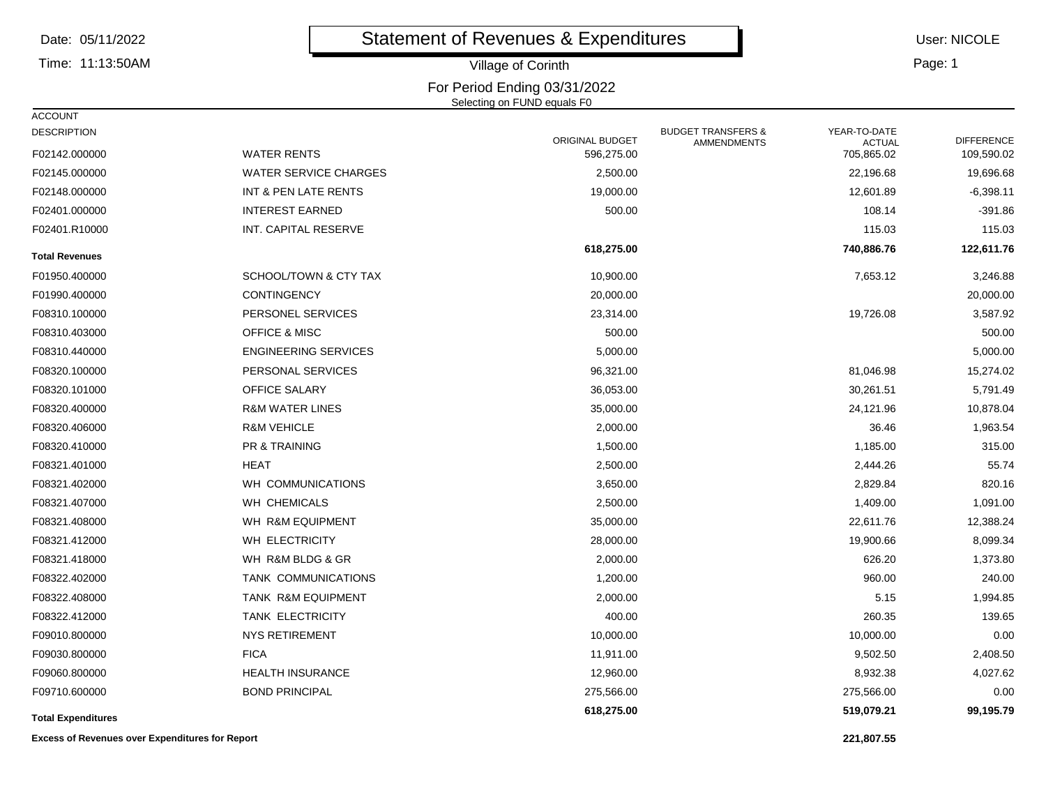Date: 05/11/2022

Time: 11:13:50AM

# Statement of Revenues & Expenditures

User: NICOLE

Village of Corinth

For Period Ending 03/31/2022

Selecting on FUND equals F0

| ACCOUNT DESCRIPTION | | ORIGINAL BUDGET | BUDGET TRANSFERS & AMMENDMENTS | YEAR-TO-DATE ACTUAL | DIFFERENCE |
|---|---|---|---|---|---|
| F02142.000000 | WATER RENTS | 596,275.00 | | 705,865.02 | 109,590.02 |
| F02145.000000 | WATER SERVICE CHARGES | 2,500.00 | | 22,196.68 | 19,696.68 |
| F02148.000000 | INT & PEN LATE RENTS | 19,000.00 | | 12,601.89 | -6,398.11 |
| F02401.000000 | INTEREST EARNED | 500.00 | | 108.14 | -391.86 |
| F02401.R10000 | INT. CAPITAL RESERVE | | | 115.03 | 115.03 |
| **Total Revenues** | | **618,275.00** | | **740,886.76** | **122,611.76** |
| F01950.400000 | SCHOOL/TOWN & CTY TAX | 10,900.00 | | 7,653.12 | 3,246.88 |
| F01990.400000 | CONTINGENCY | 20,000.00 | | | 20,000.00 |
| F08310.100000 | PERSONEL SERVICES | 23,314.00 | | 19,726.08 | 3,587.92 |
| F08310.403000 | OFFICE & MISC | 500.00 | | | 500.00 |
| F08310.440000 | ENGINEERING SERVICES | 5,000.00 | | | 5,000.00 |
| F08320.100000 | PERSONAL SERVICES | 96,321.00 | | 81,046.98 | 15,274.02 |
| F08320.101000 | OFFICE SALARY | 36,053.00 | | 30,261.51 | 5,791.49 |
| F08320.400000 | R&M WATER LINES | 35,000.00 | | 24,121.96 | 10,878.04 |
| F08320.406000 | R&M VEHICLE | 2,000.00 | | 36.46 | 1,963.54 |
| F08320.410000 | PR & TRAINING | 1,500.00 | | 1,185.00 | 315.00 |
| F08321.401000 | HEAT | 2,500.00 | | 2,444.26 | 55.74 |
| F08321.402000 | WH COMMUNICATIONS | 3,650.00 | | 2,829.84 | 820.16 |
| F08321.407000 | WH CHEMICALS | 2,500.00 | | 1,409.00 | 1,091.00 |
| F08321.408000 | WH R&M EQUIPMENT | 35,000.00 | | 22,611.76 | 12,388.24 |
| F08321.412000 | WH ELECTRICITY | 28,000.00 | | 19,900.66 | 8,099.34 |
| F08321.418000 | WH R&M BLDG & GR | 2,000.00 | | 626.20 | 1,373.80 |
| F08322.402000 | TANK COMMUNICATIONS | 1,200.00 | | 960.00 | 240.00 |
| F08322.408000 | TANK R&M EQUIPMENT | 2,000.00 | | 5.15 | 1,994.85 |
| F08322.412000 | TANK ELECTRICITY | 400.00 | | 260.35 | 139.65 |
| F09010.800000 | NYS RETIREMENT | 10,000.00 | | 10,000.00 | 0.00 |
| F09030.800000 | FICA | 11,911.00 | | 9,502.50 | 2,408.50 |
| F09060.800000 | HEALTH INSURANCE | 12,960.00 | | 8,932.38 | 4,027.62 |
| F09710.600000 | BOND PRINCIPAL | 275,566.00 | | 275,566.00 | 0.00 |
| **Total Expenditures** | | **618,275.00** | | **519,079.21** | **99,195.79** |
| **Excess of Revenues over Expenditures for Report** | | | | **221,807.55** | |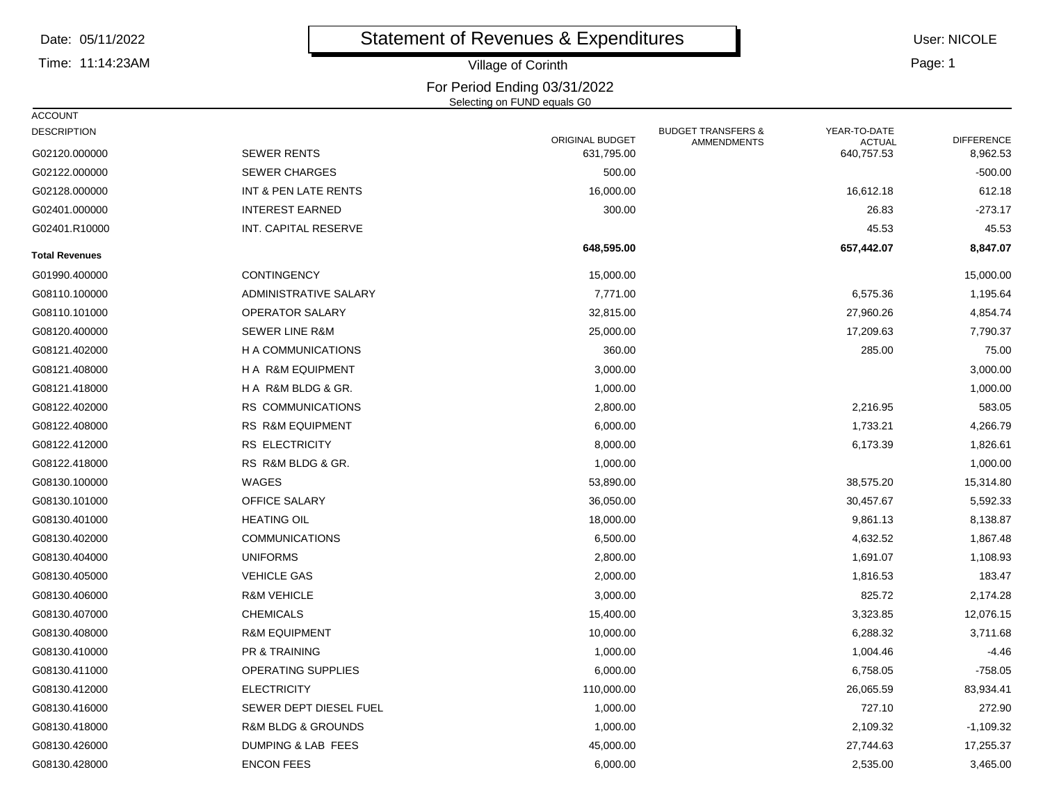# Statement of Revenues & Expenditures

Date: 05/11/2022

Time: 11:14:23AM

User: NICOLE

Village of Corinth

For Period Ending 03/31/2022

Selecting on FUND equals G0

| ACCOUNT DESCRIPTION | | ORIGINAL BUDGET | BUDGET TRANSFERS & AMMENDMENTS | YEAR-TO-DATE ACTUAL | DIFFERENCE |
|---|---|---|---|---|---|
| G02120.000000 | SEWER RENTS | 631,795.00 | | 640,757.53 | 8,962.53 |
| G02122.000000 | SEWER CHARGES | 500.00 | | | -500.00 |
| G02128.000000 | INT & PEN LATE RENTS | 16,000.00 | | 16,612.18 | 612.18 |
| G02401.000000 | INTEREST EARNED | 300.00 | | 26.83 | -273.17 |
| G02401.R10000 | INT. CAPITAL RESERVE | | | 45.53 | 45.53 |
| **Total Revenues** | | **648,595.00** | | **657,442.07** | **8,847.07** |
| G01990.400000 | CONTINGENCY | 15,000.00 | | | 15,000.00 |
| G08110.100000 | ADMINISTRATIVE SALARY | 7,771.00 | | 6,575.36 | 1,195.64 |
| G08110.101000 | OPERATOR SALARY | 32,815.00 | | 27,960.26 | 4,854.74 |
| G08120.400000 | SEWER LINE R&M | 25,000.00 | | 17,209.63 | 7,790.37 |
| G08121.402000 | H A COMMUNICATIONS | 360.00 | | 285.00 | 75.00 |
| G08121.408000 | H A R&M EQUIPMENT | 3,000.00 | | | 3,000.00 |
| G08121.418000 | H A R&M BLDG & GR. | 1,000.00 | | | 1,000.00 |
| G08122.402000 | RS COMMUNICATIONS | 2,800.00 | | 2,216.95 | 583.05 |
| G08122.408000 | RS R&M EQUIPMENT | 6,000.00 | | 1,733.21 | 4,266.79 |
| G08122.412000 | RS ELECTRICITY | 8,000.00 | | 6,173.39 | 1,826.61 |
| G08122.418000 | RS R&M BLDG & GR. | 1,000.00 | | | 1,000.00 |
| G08130.100000 | WAGES | 53,890.00 | | 38,575.20 | 15,314.80 |
| G08130.101000 | OFFICE SALARY | 36,050.00 | | 30,457.67 | 5,592.33 |
| G08130.401000 | HEATING OIL | 18,000.00 | | 9,861.13 | 8,138.87 |
| G08130.402000 | COMMUNICATIONS | 6,500.00 | | 4,632.52 | 1,867.48 |
| G08130.404000 | UNIFORMS | 2,800.00 | | 1,691.07 | 1,108.93 |
| G08130.405000 | VEHICLE GAS | 2,000.00 | | 1,816.53 | 183.47 |
| G08130.406000 | R&M VEHICLE | 3,000.00 | | 825.72 | 2,174.28 |
| G08130.407000 | CHEMICALS | 15,400.00 | | 3,323.85 | 12,076.15 |
| G08130.408000 | R&M EQUIPMENT | 10,000.00 | | 6,288.32 | 3,711.68 |
| G08130.410000 | PR & TRAINING | 1,000.00 | | 1,004.46 | -4.46 |
| G08130.411000 | OPERATING SUPPLIES | 6,000.00 | | 6,758.05 | -758.05 |
| G08130.412000 | ELECTRICITY | 110,000.00 | | 26,065.59 | 83,934.41 |
| G08130.416000 | SEWER DEPT DIESEL FUEL | 1,000.00 | | 727.10 | 272.90 |
| G08130.418000 | R&M BLDG & GROUNDS | 1,000.00 | | 2,109.32 | -1,109.32 |
| G08130.426000 | DUMPING & LAB FEES | 45,000.00 | | 27,744.63 | 17,255.37 |
| G08130.428000 | ENCON FEES | 6,000.00 | | 2,535.00 | 3,465.00 |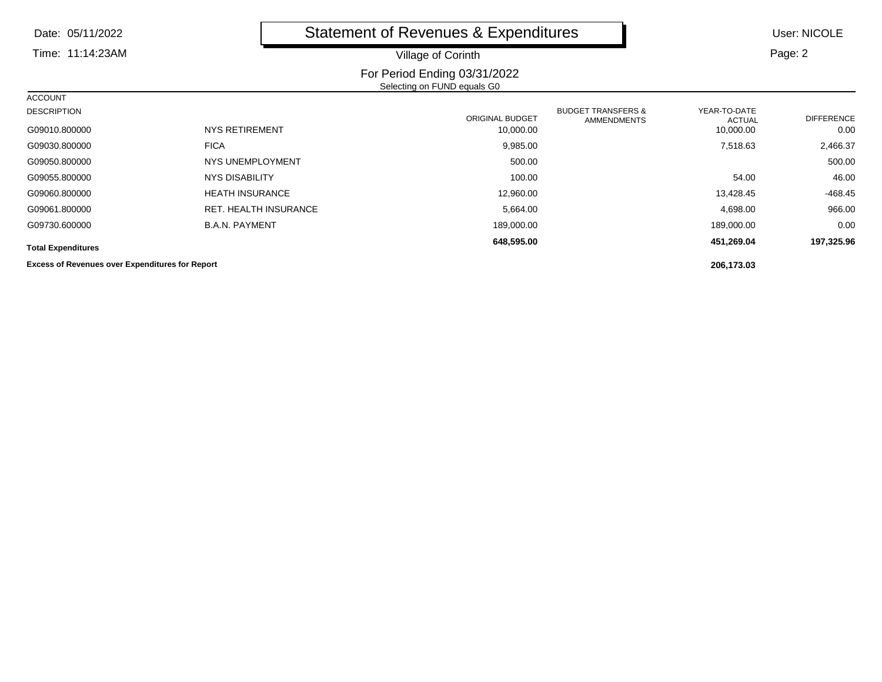# Statement of Revenues & Expenditures

Village of Corinth

For Period Ending 03/31/2022

Selecting on FUND equals G0

| ACCOUNT DESCRIPTION | | ORIGINAL BUDGET | BUDGET TRANSFERS & AMMENDMENTS | YEAR-TO-DATE ACTUAL | DIFFERENCE |
|---|---|---|---|---|---|
| G09010.800000 | NYS RETIREMENT | 10,000.00 | | 10,000.00 | 0.00 |
| G09030.800000 | FICA | 9,985.00 | | 7,518.63 | 2,466.37 |
| G09050.800000 | NYS UNEMPLOYMENT | 500.00 | | | 500.00 |
| G09055.800000 | NYS DISABILITY | 100.00 | | 54.00 | 46.00 |
| G09060.800000 | HEATH INSURANCE | 12,960.00 | | 13,428.45 | -468.45 |
| G09061.800000 | RET. HEALTH INSURANCE | 5,664.00 | | 4,698.00 | 966.00 |
| G09730.600000 | B.A.N. PAYMENT | 189,000.00 | | 189,000.00 | 0.00 |
| **Total Expenditures** | | **648,595.00** | | **451,269.04** | **197,325.96** |
| **Excess of Revenues over Expenditures for Report** | | | | **206,173.03** | |